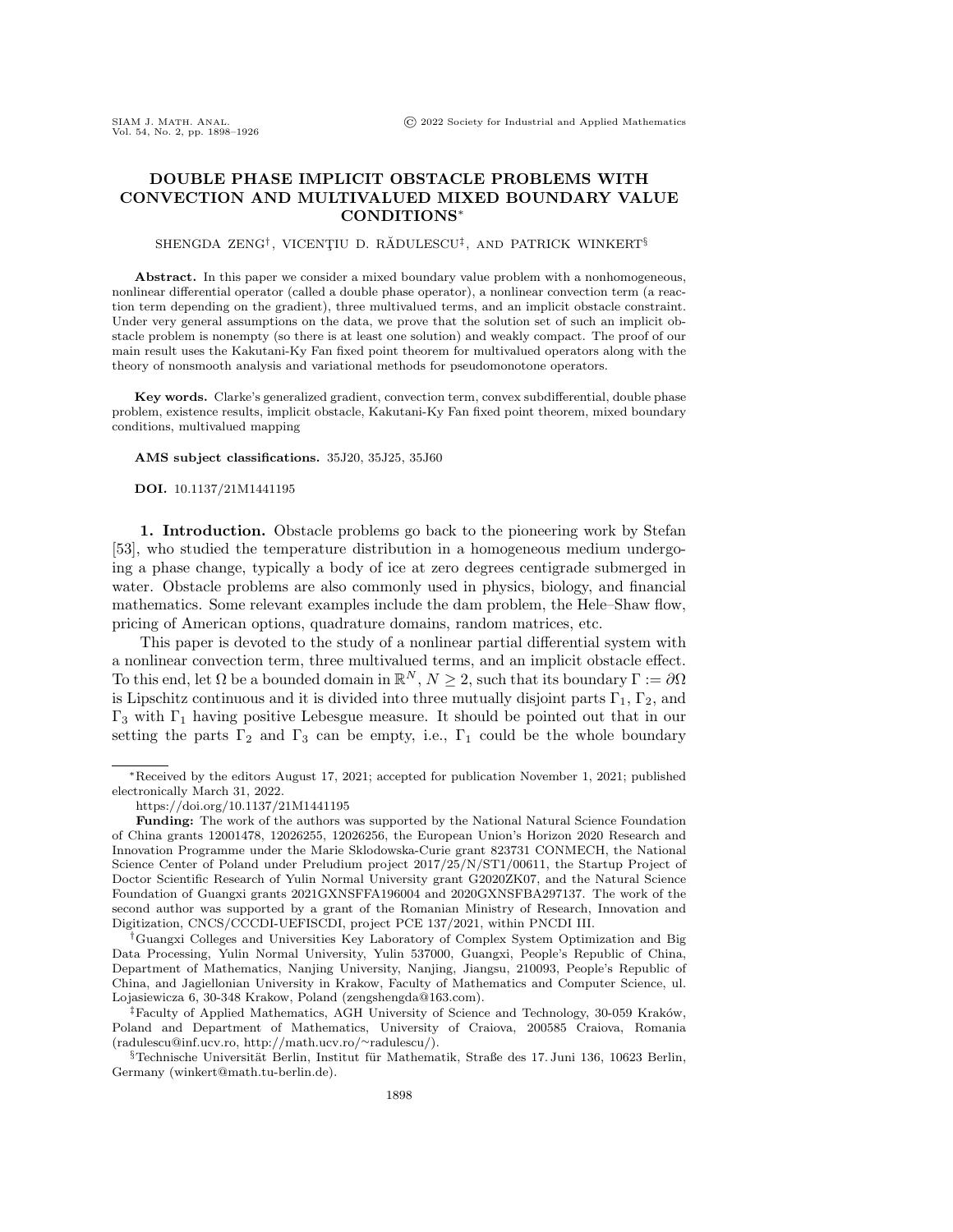# DOUBLE PHASE IMPLICIT OBSTACLE PROBLEMS WITH CONVECTION AND MULTIVALUED MIXED BOUNDARY VALUE CONDITIONS*

SHENGDA ZENG[†], VICENŢIU D. RĂDULESCU[‡], AND PATRICK WINKERT[§]

**Abstract.** In this paper we consider a mixed boundary value problem with a nonhomogeneous, nonlinear differential operator (called a double phase operator), a nonlinear convection term (a reaction term depending on the gradient), three multivalued terms, and an implicit obstacle constraint. Under very general assumptions on the data, we prove that the solution set of such an implicit obstacle problem is nonempty (so there is at least one solution) and weakly compact. The proof of our main result uses the Kakutani-Ky Fan fixed point theorem for multivalued operators along with the theory of nonsmooth analysis and variational methods for pseudomonotone operators.

**Key words.** Clarke's generalized gradient, convection term, convex subdifferential, double phase problem, existence results, implicit obstacle, Kakutani-Ky Fan fixed point theorem, mixed boundary conditions, multivalued mapping

**AMS subject classifications.** 35J20, 35J25, 35J60

**DOI.** 10.1137/21M1441195

**1. Introduction.** Obstacle problems go back to the pioneering work by Stefan [53], who studied the temperature distribution in a homogeneous medium undergoing a phase change, typically a body of ice at zero degrees centigrade submerged in water. Obstacle problems are also commonly used in physics, biology, and financial mathematics. Some relevant examples include the dam problem, the Hele–Shaw flow, pricing of American options, quadrature domains, random matrices, etc.

This paper is devoted to the study of a nonlinear partial differential system with a nonlinear convection term, three multivalued terms, and an implicit obstacle effect. To this end, let $\Omega$ be a bounded domain in $\mathbb{R}^N$, $N \geq 2$, such that its boundary $\Gamma := \partial\Omega$ is Lipschitz continuous and it is divided into three mutually disjoint parts $\Gamma_1$, $\Gamma_2$, and $\Gamma_3$ with $\Gamma_1$ having positive Lebesgue measure. It should be pointed out that in our setting the parts $\Gamma_2$ and $\Gamma_3$ can be empty, i.e., $\Gamma_1$ could be the whole boundary

---

*Received by the editors August 17, 2021; accepted for publication November 1, 2021; published electronically March 31, 2022.

https://doi.org/10.1137/21M1441195

**Funding:** The work of the authors was supported by the National Natural Science Foundation of China grants 12001478, 12026255, 12026256, the European Union's Horizon 2020 Research and Innovation Programme under the Marie Sklodowska-Curie grant 823731 CONMECH, the National Science Center of Poland under Preludium project 2017/25/N/ST1/00611, the Startup Project of Doctor Scientific Research of Yulin Normal University grant G2020ZK07, and the Natural Science Foundation of Guangxi grants 2021GXNSFFA196004 and 2020GXNSFBA297137. The work of the second author was supported by a grant of the Romanian Ministry of Research, Innovation and Digitization, CNCS/CCCDI-UEFISCDI, project PCE 137/2021, within PNCDI III.

[†]Guangxi Colleges and Universities Key Laboratory of Complex System Optimization and Big Data Processing, Yulin Normal University, Yulin 537000, Guangxi, People's Republic of China, Department of Mathematics, Nanjing University, Nanjing, Jiangsu, 210093, People's Republic of China, and Jagiellonian University in Krakow, Faculty of Mathematics and Computer Science, ul. Lojasiewicza 6, 30-348 Krakow, Poland (zengshengda@163.com).

[‡]Faculty of Applied Mathematics, AGH University of Science and Technology, 30-059 Kraków, Poland and Department of Mathematics, University of Craiova, 200585 Craiova, Romania (radulescu@inf.ucv.ro, http://math.ucv.ro/~radulescu/).

[§]Technische Universität Berlin, Institut für Mathematik, Straße des 17. Juni 136, 10623 Berlin, Germany (winkert@math.tu-berlin.de).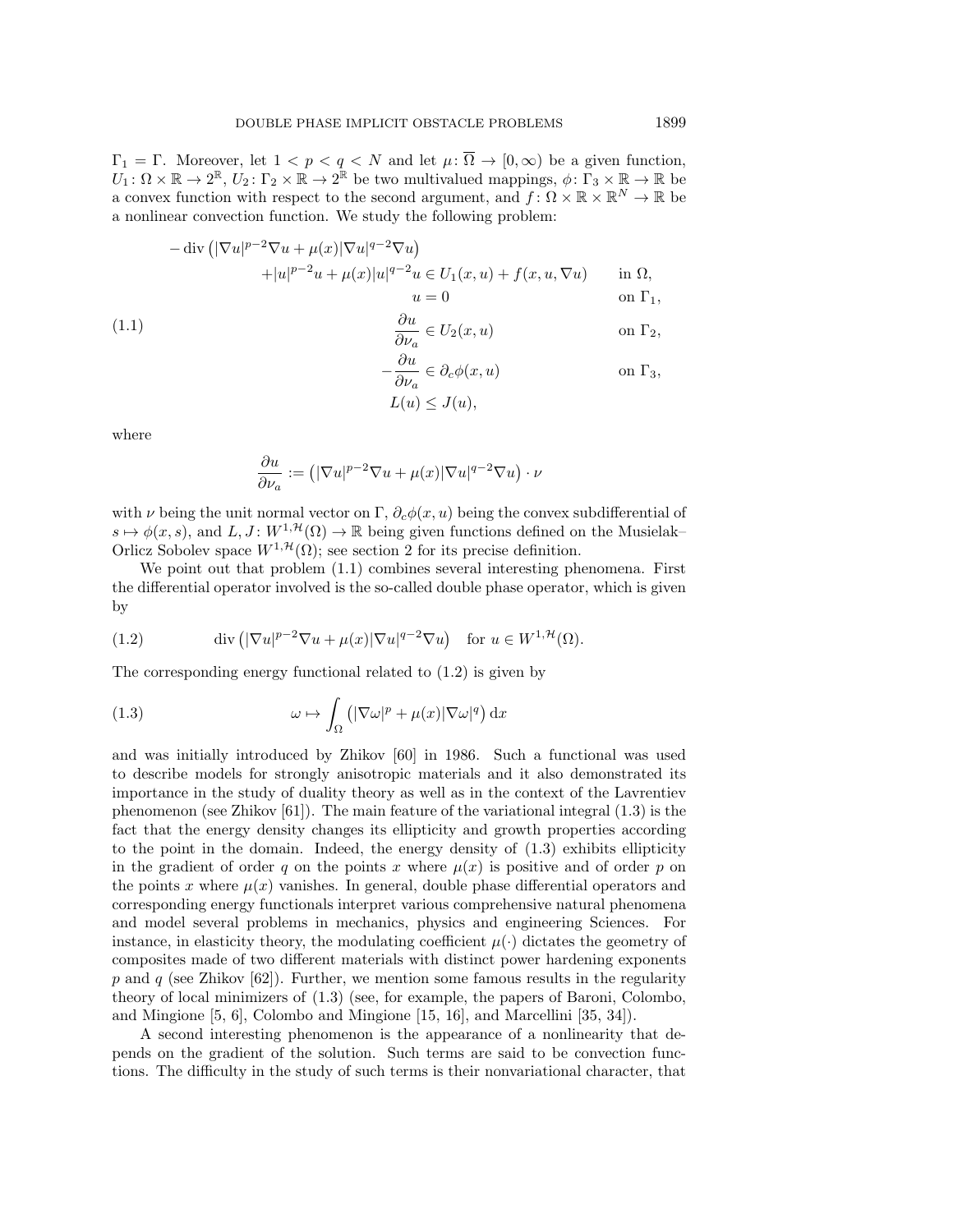$\Gamma_1 = \Gamma$. Moreover, let $1 < p < q < N$ and let $\mu\colon \overline{\Omega} \to [0,\infty)$ be a given function, $U_1\colon \Omega\times\mathbb{R} \to 2^{\mathbb{R}}$, $U_2\colon \Gamma_2\times\mathbb{R}\to 2^{\mathbb{R}}$ be two multivalued mappings, $\phi\colon \Gamma_3\times\mathbb{R}\to\mathbb{R}$ be a convex function with respect to the second argument, and $f\colon \Omega\times\mathbb{R}\times\mathbb{R}^N\to\mathbb{R}$ be a nonlinear convection function. We study the following problem:

$$
\begin{aligned}
-\operatorname{div}\left(|\nabla u|^{p-2}\nabla u+\mu(x)|\nabla u|^{q-2}\nabla u\right)&\\
+|u|^{p-2}u+\mu(x)|u|^{q-2}u &\in U_1(x,u)+f(x,u,\nabla u) && \text{in } \Omega,\\
u&=0 && \text{on } \Gamma_1,\\
\frac{\partial u}{\partial \nu_a} &\in U_2(x,u) && \text{on } \Gamma_2,\\
-\frac{\partial u}{\partial \nu_a} &\in \partial_c\phi(x,u) && \text{on } \Gamma_3,\\
L(u)&\le J(u),
\end{aligned}
\tag{1.1}
$$

where

$$
\frac{\partial u}{\partial \nu_a} := \left(|\nabla u|^{p-2}\nabla u+\mu(x)|\nabla u|^{q-2}\nabla u\right)\cdot\nu
$$

with $\nu$ being the unit normal vector on $\Gamma$, $\partial_c\phi(x,u)$ being the convex subdifferential of $s\mapsto\phi(x,s)$, and $L, J\colon W^{1,\mathcal{H}}(\Omega)\to\mathbb{R}$ being given functions defined on the Musielak–Orlicz Sobolev space $W^{1,\mathcal{H}}(\Omega)$; see section 2 for its precise definition.

We point out that problem (1.1) combines several interesting phenomena. First the differential operator involved is the so-called double phase operator, which is given by

$$
\operatorname{div}\left(|\nabla u|^{p-2}\nabla u+\mu(x)|\nabla u|^{q-2}\nabla u\right)\quad \text{for } u\in W^{1,\mathcal{H}}(\Omega). \tag{1.2}
$$

The corresponding energy functional related to (1.2) is given by

$$
\omega\mapsto\int_\Omega\left(|\nabla\omega|^p+\mu(x)|\nabla\omega|^q\right)\mathrm{d}x \tag{1.3}
$$

and was initially introduced by Zhikov [60] in 1986. Such a functional was used to describe models for strongly anisotropic materials and it also demonstrated its importance in the study of duality theory as well as in the context of the Lavrentiev phenomenon (see Zhikov [61]). The main feature of the variational integral (1.3) is the fact that the energy density changes its ellipticity and growth properties according to the point in the domain. Indeed, the energy density of (1.3) exhibits ellipticity in the gradient of order $q$ on the points $x$ where $\mu(x)$ is positive and of order $p$ on the points $x$ where $\mu(x)$ vanishes. In general, double phase differential operators and corresponding energy functionals interpret various comprehensive natural phenomena and model several problems in mechanics, physics and engineering Sciences. For instance, in elasticity theory, the modulating coefficient $\mu(\cdot)$ dictates the geometry of composites made of two different materials with distinct power hardening exponents $p$ and $q$ (see Zhikov [62]). Further, we mention some famous results in the regularity theory of local minimizers of (1.3) (see, for example, the papers of Baroni, Colombo, and Mingione [5, 6], Colombo and Mingione [15, 16], and Marcellini [35, 34]).

A second interesting phenomenon is the appearance of a nonlinearity that depends on the gradient of the solution. Such terms are said to be convection functions. The difficulty in the study of such terms is their nonvariational character, that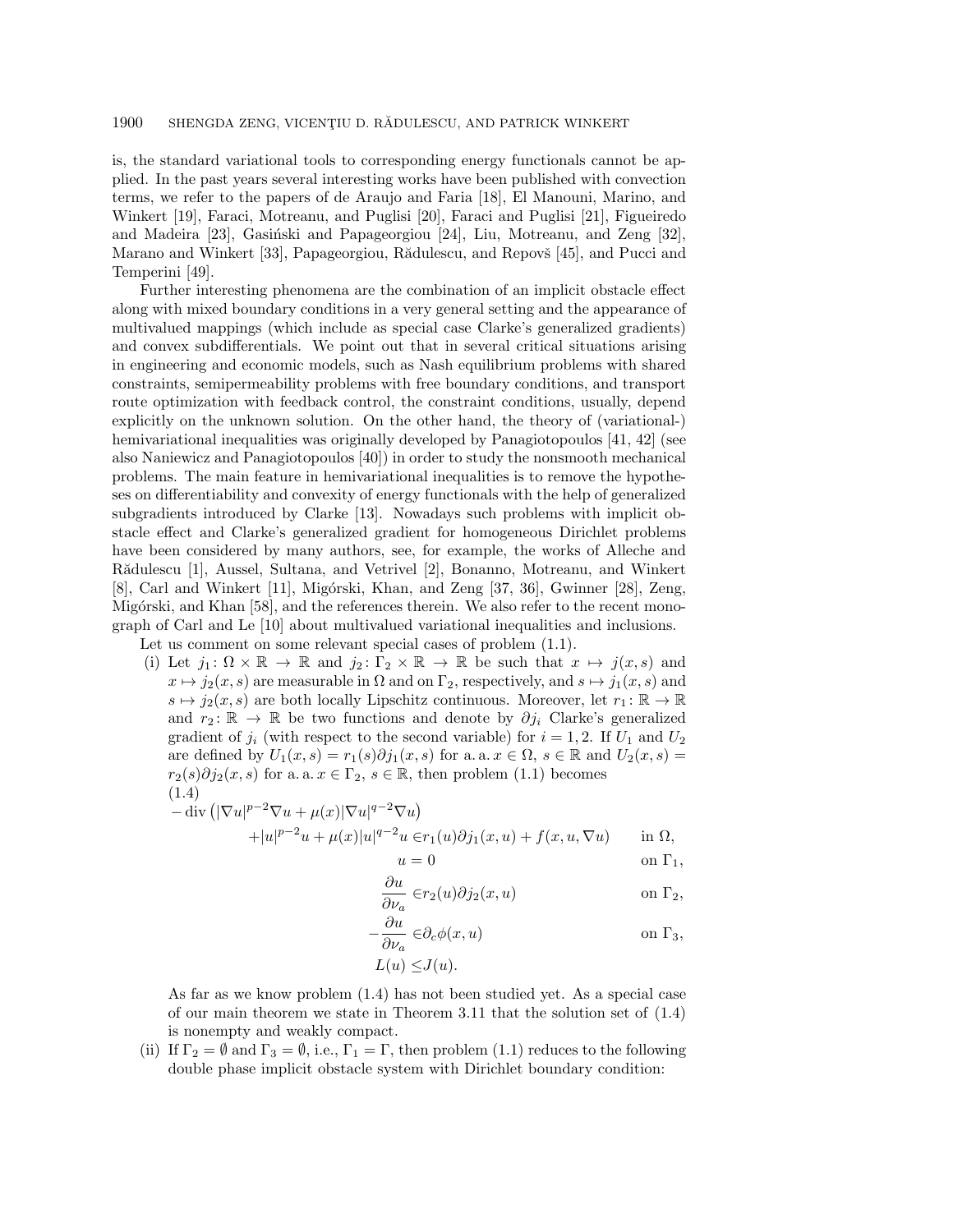is, the standard variational tools to corresponding energy functionals cannot be applied. In the past years several interesting works have been published with convection terms, we refer to the papers of de Araujo and Faria [18], El Manouni, Marino, and Winkert [19], Faraci, Motreanu, and Puglisi [20], Faraci and Puglisi [21], Figueiredo and Madeira [23], Gasiński and Papageorgiou [24], Liu, Motreanu, and Zeng [32], Marano and Winkert [33], Papageorgiou, Rădulescu, and Repovš [45], and Pucci and Temperini [49].

Further interesting phenomena are the combination of an implicit obstacle effect along with mixed boundary conditions in a very general setting and the appearance of multivalued mappings (which include as special case Clarke's generalized gradients) and convex subdifferentials. We point out that in several critical situations arising in engineering and economic models, such as Nash equilibrium problems with shared constraints, semipermeability problems with free boundary conditions, and transport route optimization with feedback control, the constraint conditions, usually, depend explicitly on the unknown solution. On the other hand, the theory of (variational-) hemivariational inequalities was originally developed by Panagiotopoulos [41, 42] (see also Naniewicz and Panagiotopoulos [40]) in order to study the nonsmooth mechanical problems. The main feature in hemivariational inequalities is to remove the hypotheses on differentiability and convexity of energy functionals with the help of generalized subgradients introduced by Clarke [13]. Nowadays such problems with implicit obstacle effect and Clarke's generalized gradient for homogeneous Dirichlet problems have been considered by many authors, see, for example, the works of Alleche and Rădulescu [1], Aussel, Sultana, and Vetrivel [2], Bonanno, Motreanu, and Winkert [8], Carl and Winkert [11], Migórski, Khan, and Zeng [37, 36], Gwinner [28], Zeng, Migórski, and Khan [58], and the references therein. We also refer to the recent monograph of Carl and Le [10] about multivalued variational inequalities and inclusions.

Let us comment on some relevant special cases of problem (1.1).

(i) Let $j_1\colon \Omega \times \mathbb{R} \to \mathbb{R}$ and $j_2\colon \Gamma_2 \times \mathbb{R} \to \mathbb{R}$ be such that $x \mapsto j(x,s)$ and $x \mapsto j_2(x,s)$ are measurable in $\Omega$ and on $\Gamma_2$, respectively, and $s \mapsto j_1(x,s)$ and $s \mapsto j_2(x,s)$ are both locally Lipschitz continuous. Moreover, let $r_1\colon \mathbb{R} \to \mathbb{R}$ and $r_2\colon \mathbb{R} \to \mathbb{R}$ be two functions and denote by $\partial j_i$ Clarke's generalized gradient of $j_i$ (with respect to the second variable) for $i = 1, 2$. If $U_1$ and $U_2$ are defined by $U_1(x,s) = r_1(s)\partial j_1(x,s)$ for a. a. $x \in \Omega$, $s \in \mathbb{R}$ and $U_2(x,s) = r_2(s)\partial j_2(x,s)$ for a. a. $x \in \Gamma_2$, $s \in \mathbb{R}$, then problem (1.1) becomes

$$
(1.4)\qquad
\begin{aligned}
-\operatorname{div}\left(|\nabla u|^{p-2}\nabla u + \mu(x)|\nabla u|^{q-2}\nabla u\right)& \\
+|u|^{p-2}u + \mu(x)|u|^{q-2}u &\in r_1(u)\partial j_1(x,u) + f(x,u,\nabla u) && \text{in } \Omega,\\
u &= 0 && \text{on } \Gamma_1,\\
\frac{\partial u}{\partial \nu_a} &\in r_2(u)\partial j_2(x,u) && \text{on } \Gamma_2,\\
-\frac{\partial u}{\partial \nu_a} &\in \partial_c \phi(x,u) && \text{on } \Gamma_3,\\
L(u) &\leq J(u).
\end{aligned}
$$

As far as we know problem (1.4) has not been studied yet. As a special case of our main theorem we state in Theorem 3.11 that the solution set of (1.4) is nonempty and weakly compact.

(ii) If $\Gamma_2 = \emptyset$ and $\Gamma_3 = \emptyset$, i.e., $\Gamma_1 = \Gamma$, then problem (1.1) reduces to the following double phase implicit obstacle system with Dirichlet boundary condition: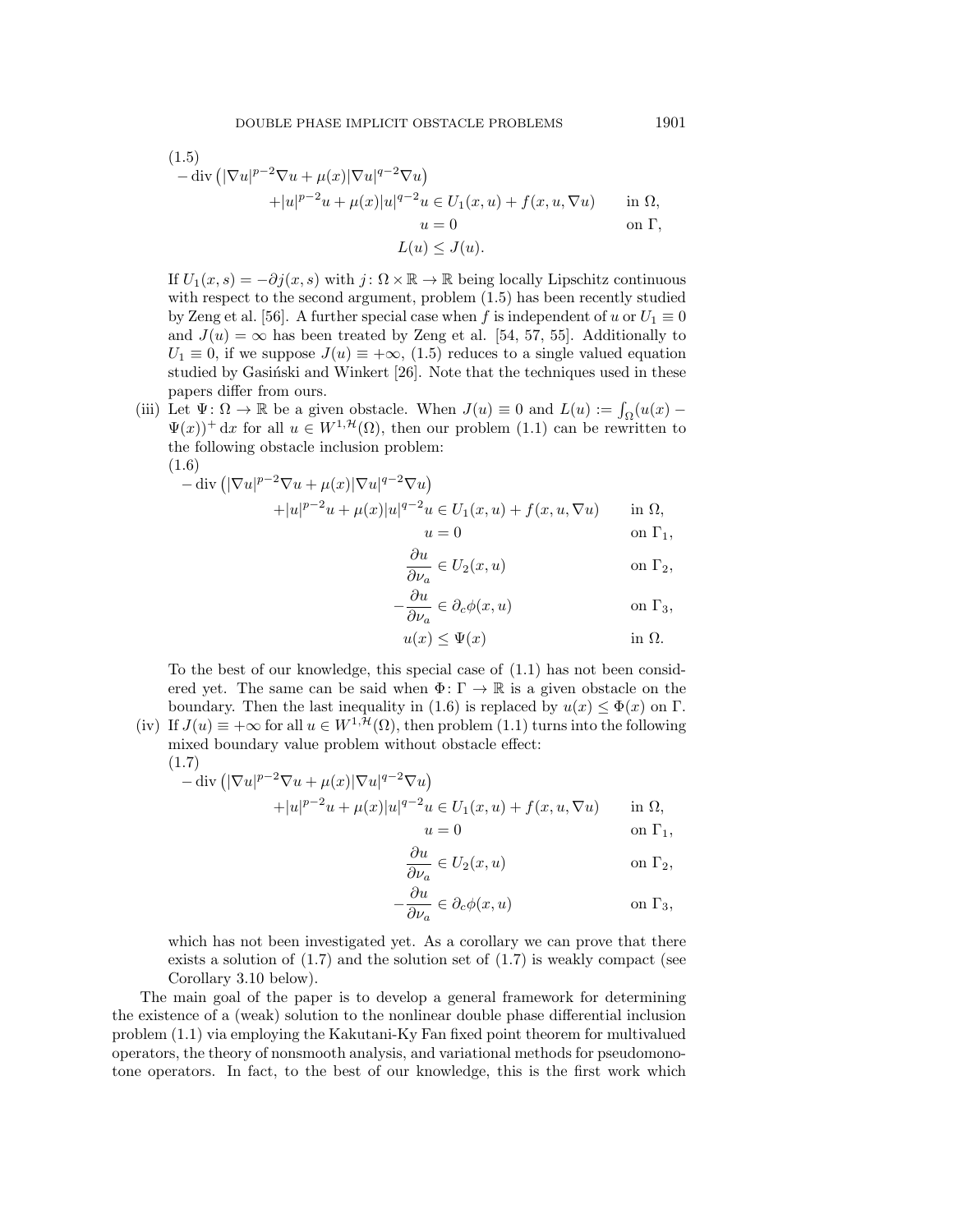$$
(1.5)\qquad
\begin{aligned}
-\operatorname{div}\left(|\nabla u|^{p-2}\nabla u+\mu(x)|\nabla u|^{q-2}\nabla u\right)&\\
+|u|^{p-2}u+\mu(x)|u|^{q-2}u &\in U_1(x,u)+f(x,u,\nabla u) && \text{in } \Omega,\\
u&=0 && \text{on } \Gamma,\\
L(u)&\le J(u).
\end{aligned}
$$

If $U_1(x,s)=-\partial j(x,s)$ with $j\colon \Omega\times\mathbb{R}\to\mathbb{R}$ being locally Lipschitz continuous with respect to the second argument, problem (1.5) has been recently studied by Zeng et al. [56]. A further special case when $f$ is independent of $u$ or $U_1\equiv 0$ and $J(u)=\infty$ has been treated by Zeng et al. [54, 57, 55]. Additionally to $U_1\equiv 0$, if we suppose $J(u)\equiv+\infty$, (1.5) reduces to a single valued equation studied by Gasiński and Winkert [26]. Note that the techniques used in these papers differ from ours.

(iii) Let $\Psi\colon\Omega\to\mathbb{R}$ be a given obstacle. When $J(u)\equiv 0$ and $L(u):=\int_\Omega (u(x)-\Psi(x))^+\,\mathrm{d}x$ for all $u\in W^{1,\mathcal{H}}(\Omega)$, then our problem (1.1) can be rewritten to the following obstacle inclusion problem:

$$
(1.6)\qquad
\begin{aligned}
-\operatorname{div}\left(|\nabla u|^{p-2}\nabla u+\mu(x)|\nabla u|^{q-2}\nabla u\right)&\\
+|u|^{p-2}u+\mu(x)|u|^{q-2}u &\in U_1(x,u)+f(x,u,\nabla u) && \text{in } \Omega,\\
u&=0 && \text{on } \Gamma_1,\\
\frac{\partial u}{\partial \nu_a}&\in U_2(x,u) && \text{on } \Gamma_2,\\
-\frac{\partial u}{\partial \nu_a}&\in \partial_c\phi(x,u) && \text{on } \Gamma_3,\\
u(x)&\le \Psi(x) && \text{in } \Omega.
\end{aligned}
$$

To the best of our knowledge, this special case of (1.1) has not been considered yet. The same can be said when $\Phi\colon\Gamma\to\mathbb{R}$ is a given obstacle on the boundary. Then the last inequality in (1.6) is replaced by $u(x)\le\Phi(x)$ on $\Gamma$.

(iv) If $J(u)\equiv+\infty$ for all $u\in W^{1,\mathcal{H}}(\Omega)$, then problem (1.1) turns into the following mixed boundary value problem without obstacle effect:

$$
(1.7)\qquad
\begin{aligned}
-\operatorname{div}\left(|\nabla u|^{p-2}\nabla u+\mu(x)|\nabla u|^{q-2}\nabla u\right)&\\
+|u|^{p-2}u+\mu(x)|u|^{q-2}u &\in U_1(x,u)+f(x,u,\nabla u) && \text{in } \Omega,\\
u&=0 && \text{on } \Gamma_1,\\
\frac{\partial u}{\partial \nu_a}&\in U_2(x,u) && \text{on } \Gamma_2,\\
-\frac{\partial u}{\partial \nu_a}&\in \partial_c\phi(x,u) && \text{on } \Gamma_3,
\end{aligned}
$$

which has not been investigated yet. As a corollary we can prove that there exists a solution of (1.7) and the solution set of (1.7) is weakly compact (see Corollary 3.10 below).

The main goal of the paper is to develop a general framework for determining the existence of a (weak) solution to the nonlinear double phase differential inclusion problem (1.1) via employing the Kakutani-Ky Fan fixed point theorem for multivalued operators, the theory of nonsmooth analysis, and variational methods for pseudomonotone operators. In fact, to the best of our knowledge, this is the first work which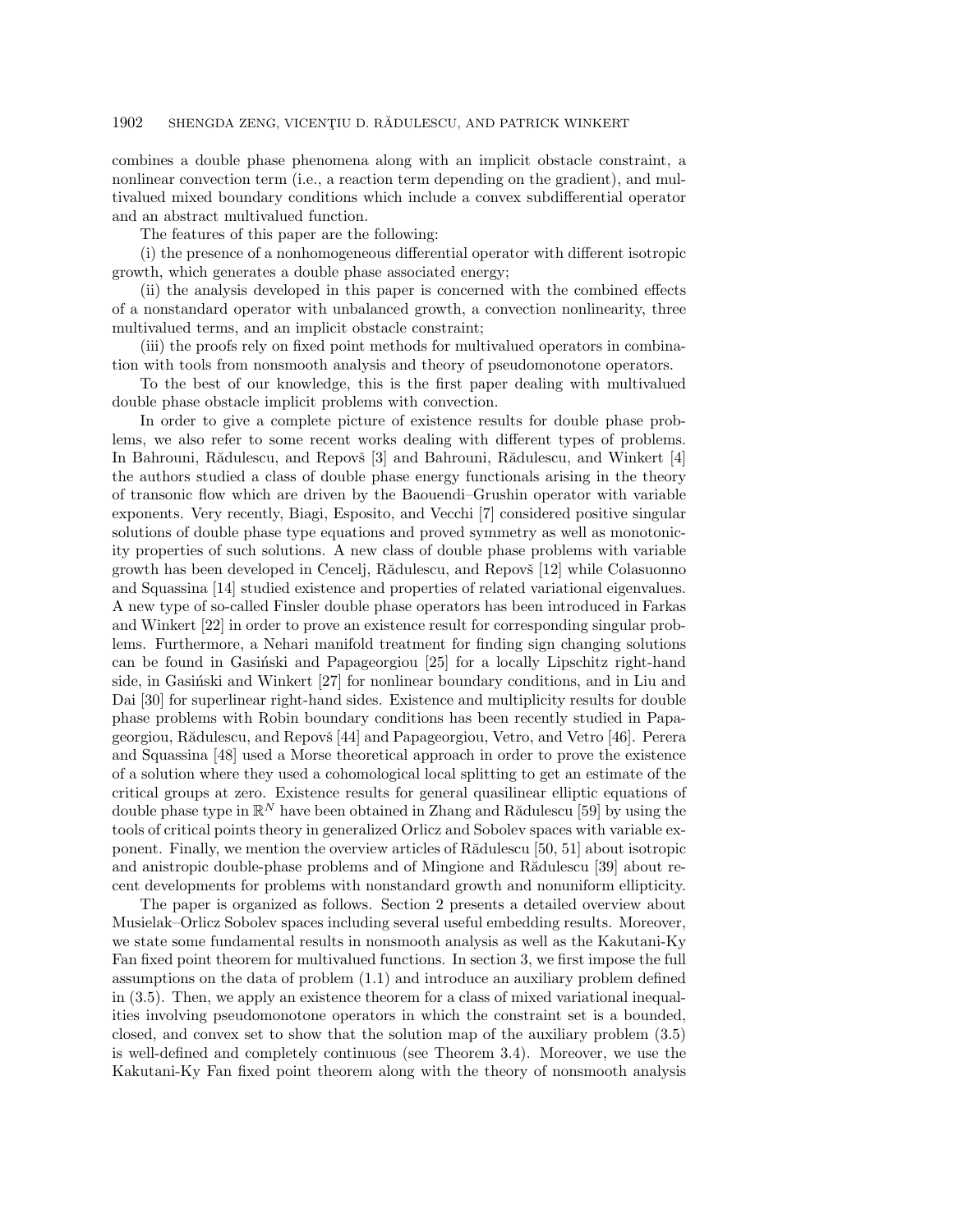combines a double phase phenomena along with an implicit obstacle constraint, a nonlinear convection term (i.e., a reaction term depending on the gradient), and multivalued mixed boundary conditions which include a convex subdifferential operator and an abstract multivalued function.

The features of this paper are the following:

(i) the presence of a nonhomogeneous differential operator with different isotropic growth, which generates a double phase associated energy;

(ii) the analysis developed in this paper is concerned with the combined effects of a nonstandard operator with unbalanced growth, a convection nonlinearity, three multivalued terms, and an implicit obstacle constraint;

(iii) the proofs rely on fixed point methods for multivalued operators in combination with tools from nonsmooth analysis and theory of pseudomonotone operators.

To the best of our knowledge, this is the first paper dealing with multivalued double phase obstacle implicit problems with convection.

In order to give a complete picture of existence results for double phase problems, we also refer to some recent works dealing with different types of problems. In Bahrouni, Rădulescu, and Repovš [3] and Bahrouni, Rădulescu, and Winkert [4] the authors studied a class of double phase energy functionals arising in the theory of transonic flow which are driven by the Baouendi–Grushin operator with variable exponents. Very recently, Biagi, Esposito, and Vecchi [7] considered positive singular solutions of double phase type equations and proved symmetry as well as monotonicity properties of such solutions. A new class of double phase problems with variable growth has been developed in Cencelj, Rădulescu, and Repovš [12] while Colasuonno and Squassina [14] studied existence and properties of related variational eigenvalues. A new type of so-called Finsler double phase operators has been introduced in Farkas and Winkert [22] in order to prove an existence result for corresponding singular problems. Furthermore, a Nehari manifold treatment for finding sign changing solutions can be found in Gasiński and Papageorgiou [25] for a locally Lipschitz right-hand side, in Gasiński and Winkert [27] for nonlinear boundary conditions, and in Liu and Dai [30] for superlinear right-hand sides. Existence and multiplicity results for double phase problems with Robin boundary conditions has been recently studied in Papageorgiou, Rădulescu, and Repovš [44] and Papageorgiou, Vetro, and Vetro [46]. Perera and Squassina [48] used a Morse theoretical approach in order to prove the existence of a solution where they used a cohomological local splitting to get an estimate of the critical groups at zero. Existence results for general quasilinear elliptic equations of double phase type in $\mathbb{R}^N$ have been obtained in Zhang and Rădulescu [59] by using the tools of critical points theory in generalized Orlicz and Sobolev spaces with variable exponent. Finally, we mention the overview articles of Rădulescu [50, 51] about isotropic and anistropic double-phase problems and of Mingione and Rădulescu [39] about recent developments for problems with nonstandard growth and nonuniform ellipticity.

The paper is organized as follows. Section 2 presents a detailed overview about Musielak–Orlicz Sobolev spaces including several useful embedding results. Moreover, we state some fundamental results in nonsmooth analysis as well as the Kakutani-Ky Fan fixed point theorem for multivalued functions. In section 3, we first impose the full assumptions on the data of problem (1.1) and introduce an auxiliary problem defined in (3.5). Then, we apply an existence theorem for a class of mixed variational inequalities involving pseudomonotone operators in which the constraint set is a bounded, closed, and convex set to show that the solution map of the auxiliary problem (3.5) is well-defined and completely continuous (see Theorem 3.4). Moreover, we use the Kakutani-Ky Fan fixed point theorem along with the theory of nonsmooth analysis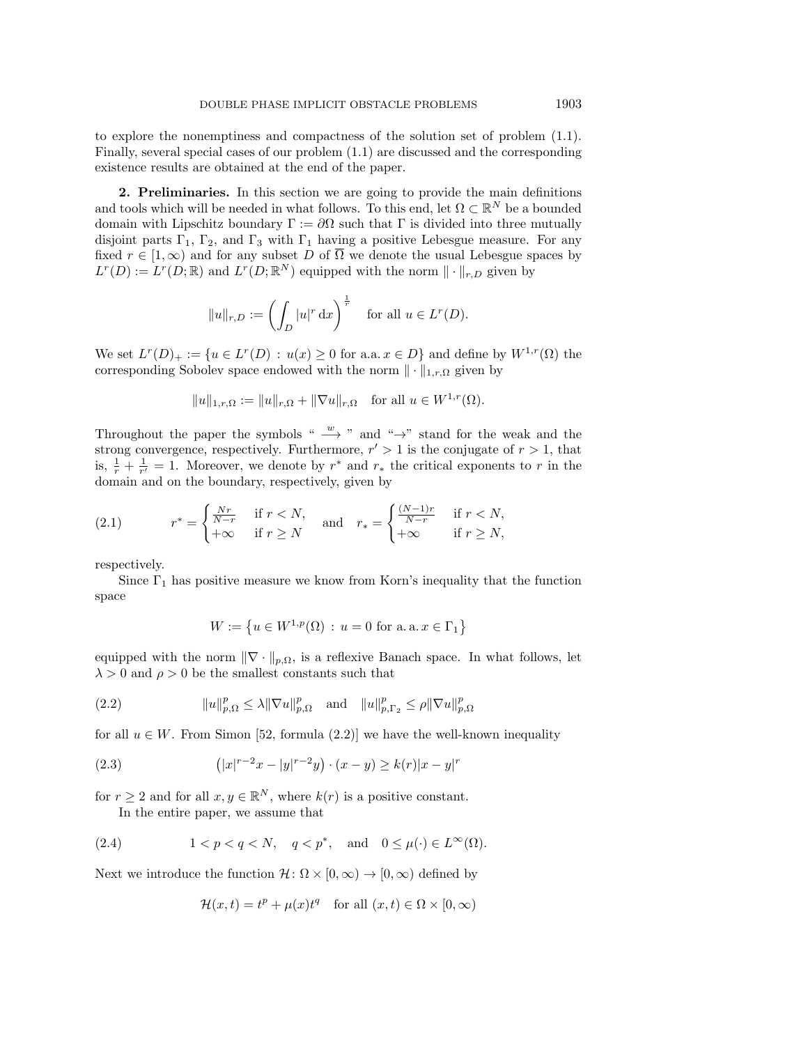to explore the nonemptiness and compactness of the solution set of problem (1.1). Finally, several special cases of our problem (1.1) are discussed and the corresponding existence results are obtained at the end of the paper.

**2. Preliminaries.** In this section we are going to provide the main definitions and tools which will be needed in what follows. To this end, let $\Omega \subset \mathbb{R}^N$ be a bounded domain with Lipschitz boundary $\Gamma := \partial\Omega$ such that $\Gamma$ is divided into three mutually disjoint parts $\Gamma_1$, $\Gamma_2$, and $\Gamma_3$ with $\Gamma_1$ having a positive Lebesgue measure. For any fixed $r \in [1,\infty)$ and for any subset $D$ of $\overline{\Omega}$ we denote the usual Lebesgue spaces by $L^r(D) := L^r(D;\mathbb{R})$ and $L^r(D;\mathbb{R}^N)$ equipped with the norm $\|\cdot\|_{r,D}$ given by

$$\|u\|_{r,D} := \left(\int_D |u|^r \,\mathrm{d}x\right)^{\frac{1}{r}} \quad \text{for all } u \in L^r(D).$$

We set $L^r(D)_+ := \{u \in L^r(D) : u(x) \geq 0 \text{ for a.a. } x \in D\}$ and define by $W^{1,r}(\Omega)$ the corresponding Sobolev space endowed with the norm $\|\cdot\|_{1,r,\Omega}$ given by

$$\|u\|_{1,r,\Omega} := \|u\|_{r,\Omega} + \|\nabla u\|_{r,\Omega} \quad \text{for all } u \in W^{1,r}(\Omega).$$

Throughout the paper the symbols " $\xrightarrow{w}$ " and "$\to$" stand for the weak and the strong convergence, respectively. Furthermore, $r' > 1$ is the conjugate of $r > 1$, that is, $\frac{1}{r} + \frac{1}{r'} = 1$. Moreover, we denote by $r^*$ and $r_*$ the critical exponents to $r$ in the domain and on the boundary, respectively, given by

$$r^* = \begin{cases} \frac{Nr}{N-r} & \text{if } r < N, \\ +\infty & \text{if } r \geq N \end{cases} \quad \text{and} \quad r_* = \begin{cases} \frac{(N-1)r}{N-r} & \text{if } r < N, \\ +\infty & \text{if } r \geq N, \end{cases} \tag{2.1}$$

respectively.

Since $\Gamma_1$ has positive measure we know from Korn's inequality that the function space

$$W := \left\{u \in W^{1,p}(\Omega) : u = 0 \text{ for a. a. } x \in \Gamma_1\right\}$$

equipped with the norm $\|\nabla\cdot\|_{p,\Omega}$, is a reflexive Banach space. In what follows, let $\lambda > 0$ and $\rho > 0$ be the smallest constants such that

$$\|u\|_{p,\Omega}^p \leq \lambda \|\nabla u\|_{p,\Omega}^p \quad \text{and} \quad \|u\|_{p,\Gamma_2}^p \leq \rho \|\nabla u\|_{p,\Omega}^p \tag{2.2}$$

for all $u \in W$. From Simon [52, formula (2.2)] we have the well-known inequality

$$\left(|x|^{r-2}x - |y|^{r-2}y\right) \cdot (x-y) \geq k(r)|x-y|^r \tag{2.3}$$

for $r \geq 2$ and for all $x, y \in \mathbb{R}^N$, where $k(r)$ is a positive constant.

In the entire paper, we assume that

$$1 < p < q < N, \quad q < p^*, \quad \text{and} \quad 0 \leq \mu(\cdot) \in L^\infty(\Omega). \tag{2.4}$$

Next we introduce the function $\mathcal{H}\colon \Omega \times [0,\infty) \to [0,\infty)$ defined by

$$\mathcal{H}(x,t) = t^p + \mu(x)t^q \quad \text{for all } (x,t) \in \Omega \times [0,\infty)$$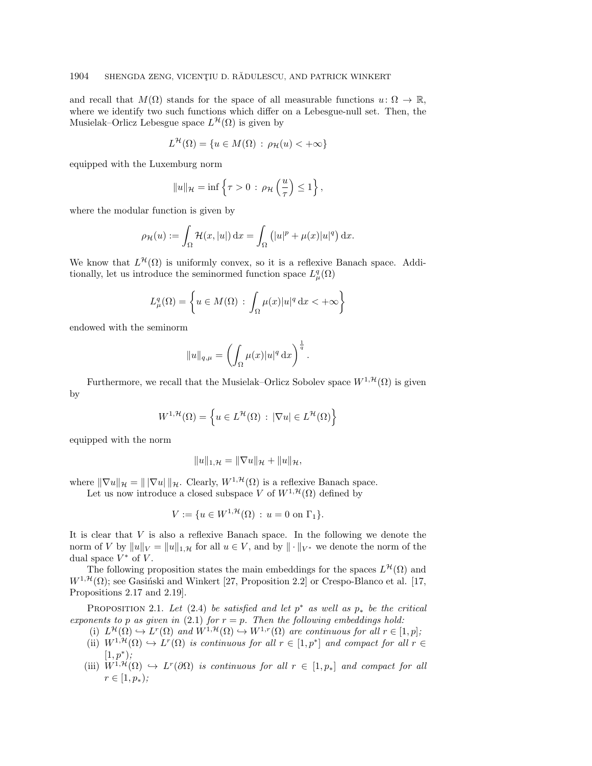and recall that $M(\Omega)$ stands for the space of all measurable functions $u\colon \Omega \to \mathbb{R}$, where we identify two such functions which differ on a Lebesgue-null set. Then, the Musielak–Orlicz Lebesgue space $L^{\mathcal{H}}(\Omega)$ is given by

$$L^{\mathcal{H}}(\Omega) = \{u \in M(\Omega) \,:\, \rho_{\mathcal{H}}(u) < +\infty\}$$

equipped with the Luxemburg norm

$$\|u\|_{\mathcal{H}} = \inf\left\{\tau > 0 \,:\, \rho_{\mathcal{H}}\left(\frac{u}{\tau}\right) \leq 1\right\},$$

where the modular function is given by

$$\rho_{\mathcal{H}}(u) := \int_\Omega \mathcal{H}(x, |u|)\,\mathrm{d}x = \int_\Omega \left(|u|^p + \mu(x)|u|^q\right)\mathrm{d}x.$$

We know that $L^{\mathcal{H}}(\Omega)$ is uniformly convex, so it is a reflexive Banach space. Additionally, let us introduce the seminormed function space $L^q_\mu(\Omega)$

$$L^q_\mu(\Omega) = \left\{u \in M(\Omega) \,:\, \int_\Omega \mu(x)|u|^q\,\mathrm{d}x < +\infty\right\}$$

endowed with the seminorm

$$\|u\|_{q,\mu} = \left(\int_\Omega \mu(x)|u|^q\,\mathrm{d}x\right)^{\frac{1}{q}}.$$

Furthermore, we recall that the Musielak–Orlicz Sobolev space $W^{1,\mathcal{H}}(\Omega)$ is given by

$$W^{1,\mathcal{H}}(\Omega) = \left\{u \in L^{\mathcal{H}}(\Omega) \,:\, |\nabla u| \in L^{\mathcal{H}}(\Omega)\right\}$$

equipped with the norm

$$\|u\|_{1,\mathcal{H}} = \|\nabla u\|_{\mathcal{H}} + \|u\|_{\mathcal{H}},$$

where $\|\nabla u\|_{\mathcal{H}} = \|\,|\nabla u|\,\|_{\mathcal{H}}$. Clearly, $W^{1,\mathcal{H}}(\Omega)$ is a reflexive Banach space.

Let us now introduce a closed subspace $V$ of $W^{1,\mathcal{H}}(\Omega)$ defined by

$$V := \{u \in W^{1,\mathcal{H}}(\Omega) \,:\, u = 0 \text{ on } \Gamma_1\}.$$

It is clear that $V$ is also a reflexive Banach space. In the following we denote the norm of $V$ by $\|u\|_V = \|u\|_{1,\mathcal{H}}$ for all $u \in V$, and by $\|\cdot\|_{V^*}$ we denote the norm of the dual space $V^*$ of $V$.

The following proposition states the main embeddings for the spaces $L^{\mathcal{H}}(\Omega)$ and $W^{1,\mathcal{H}}(\Omega)$; see Gasiński and Winkert [27, Proposition 2.2] or Crespo-Blanco et al. [17, Propositions 2.17 and 2.19].

Proposition 2.1. *Let (2.4) be satisfied and let $p^*$ as well as $p_*$ be the critical exponents to $p$ as given in (2.1) for $r = p$. Then the following embeddings hold:*

(i) *$L^{\mathcal{H}}(\Omega) \hookrightarrow L^r(\Omega)$ and $W^{1,\mathcal{H}}(\Omega) \hookrightarrow W^{1,r}(\Omega)$ are continuous for all $r \in [1, p]$;*

(ii) *$W^{1,\mathcal{H}}(\Omega) \hookrightarrow L^r(\Omega)$ is continuous for all $r \in [1, p^*]$ and compact for all $r \in [1, p^*)$;*

(iii) *$W^{1,\mathcal{H}}(\Omega) \hookrightarrow L^r(\partial\Omega)$ is continuous for all $r \in [1, p_*]$ and compact for all $r \in [1, p_*)$;*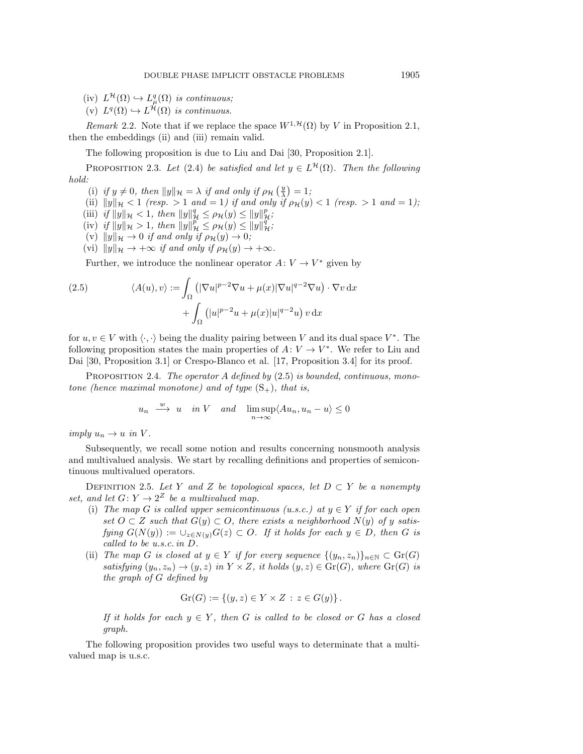(iv) $L^{\mathcal{H}}(\Omega) \hookrightarrow L^q_\mu(\Omega)$ *is continuous;*
(v) $L^q(\Omega) \hookrightarrow L^{\mathcal{H}}(\Omega)$ *is continuous.*

*Remark* 2.2. Note that if we replace the space $W^{1,\mathcal{H}}(\Omega)$ by $V$ in Proposition 2.1, then the embeddings (ii) and (iii) remain valid.

The following proposition is due to Liu and Dai [30, Proposition 2.1].

Proposition 2.3. *Let* (2.4) *be satisfied and let* $y \in L^{\mathcal{H}}(\Omega)$. *Then the following hold:*

(i) *if* $y \neq 0$, *then* $\|y\|_{\mathcal{H}} = \lambda$ *if and only if* $\rho_{\mathcal{H}}\left(\frac{y}{\lambda}\right) = 1$;
(ii) $\|y\|_{\mathcal{H}} < 1$ *(resp.* $> 1$ *and* $= 1$*) if and only if* $\rho_{\mathcal{H}}(y) < 1$ *(resp.* $> 1$ *and* $= 1$*);*
(iii) *if* $\|y\|_{\mathcal{H}} < 1$, *then* $\|y\|_{\mathcal{H}}^q \leq \rho_{\mathcal{H}}(y) \leq \|y\|_{\mathcal{H}}^p$;
(iv) *if* $\|y\|_{\mathcal{H}} > 1$, *then* $\|y\|_{\mathcal{H}}^p \leq \rho_{\mathcal{H}}(y) \leq \|y\|_{\mathcal{H}}^q$;
(v) $\|y\|_{\mathcal{H}} \to 0$ *if and only if* $\rho_{\mathcal{H}}(y) \to 0$;
(vi) $\|y\|_{\mathcal{H}} \to +\infty$ *if and only if* $\rho_{\mathcal{H}}(y) \to +\infty$.

Further, we introduce the nonlinear operator $A\colon V \to V^*$ given by

$$\begin{aligned}\langle A(u), v\rangle := &\int_\Omega \left(|\nabla u|^{p-2}\nabla u + \mu(x)|\nabla u|^{q-2}\nabla u\right)\cdot \nabla v \,\mathrm{d}x \\ &+ \int_\Omega \left(|u|^{p-2}u + \mu(x)|u|^{q-2}u\right) v \,\mathrm{d}x\end{aligned} \tag{2.5}$$

for $u, v \in V$ with $\langle \cdot, \cdot \rangle$ being the duality pairing between $V$ and its dual space $V^*$. The following proposition states the main properties of $A\colon V \to V^*$. We refer to Liu and Dai [30, Proposition 3.1] or Crespo-Blanco et al. [17, Proposition 3.4] for its proof.

Proposition 2.4. *The operator* $A$ *defined by* (2.5) *is bounded, continuous, monotone (hence maximal monotone) and of type* $(\mathrm{S}_+)$, *that is,*

$$u_n \xrightarrow{\ w\ } u \quad \text{in } V \quad \text{and} \quad \limsup_{n\to\infty}\langle Au_n, u_n - u\rangle \leq 0$$

*imply* $u_n \to u$ *in* $V$.

Subsequently, we recall some notion and results concerning nonsmooth analysis and multivalued analysis. We start by recalling definitions and properties of semicontinuous multivalued operators.

Definition 2.5. *Let* $Y$ *and* $Z$ *be topological spaces, let* $D \subset Y$ *be a nonempty set, and let* $G\colon Y \to 2^Z$ *be a multivalued map.*

(i) *The map* $G$ *is called upper semicontinuous (u.s.c.) at* $y \in Y$ *if for each open set* $O \subset Z$ *such that* $G(y) \subset O$, *there exists a neighborhood* $N(y)$ *of* $y$ *satisfying* $G(N(y)) := \cup_{z \in N(y)} G(z) \subset O$. *If it holds for each* $y \in D$, *then* $G$ *is called to be u.s.c. in* $D$.
(ii) *The map* $G$ *is closed at* $y \in Y$ *if for every sequence* $\{(y_n, z_n)\}_{n\in\mathbb{N}} \subset \mathrm{Gr}(G)$ *satisfying* $(y_n, z_n) \to (y, z)$ *in* $Y \times Z$, *it holds* $(y, z) \in \mathrm{Gr}(G)$, *where* $\mathrm{Gr}(G)$ *is the graph of* $G$ *defined by*

$$\mathrm{Gr}(G) := \{(y, z) \in Y \times Z \,:\, z \in G(y)\}.$$

*If it holds for each* $y \in Y$, *then* $G$ *is called to be closed or* $G$ *has a closed graph.*

The following proposition provides two useful ways to determinate that a multivalued map is u.s.c.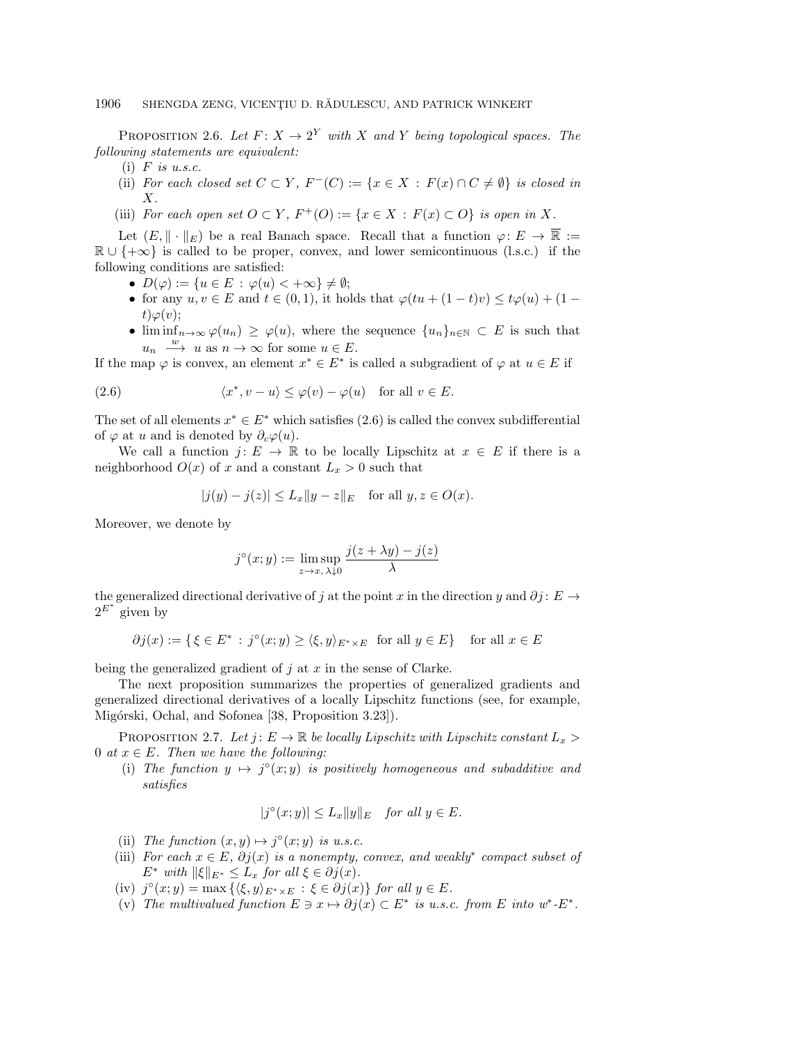**Proposition 2.6.** *Let $F\colon X \to 2^Y$ with $X$ and $Y$ being topological spaces. The following statements are equivalent:*

(i) *$F$ is u.s.c.*

(ii) *For each closed set $C \subset Y$, $F^-(C) := \{x \in X : F(x) \cap C \neq \emptyset\}$ is closed in $X$.*

(iii) *For each open set $O \subset Y$, $F^+(O) := \{x \in X : F(x) \subset O\}$ is open in $X$.*

Let $(E, \|\cdot\|_E)$ be a real Banach space. Recall that a function $\varphi\colon E \to \overline{\mathbb{R}} := \mathbb{R} \cup \{+\infty\}$ is called to be proper, convex, and lower semicontinuous (l.s.c.) if the following conditions are satisfied:

- $D(\varphi) := \{u \in E : \varphi(u) < +\infty\} \neq \emptyset$;
- for any $u, v \in E$ and $t \in (0,1)$, it holds that $\varphi(tu + (1-t)v) \leq t\varphi(u) + (1-t)\varphi(v)$;
- $\liminf_{n\to\infty} \varphi(u_n) \geq \varphi(u)$, where the sequence $\{u_n\}_{n\in\mathbb{N}} \subset E$ is such that $u_n \xrightarrow{w} u$ as $n \to \infty$ for some $u \in E$.

If the map $\varphi$ is convex, an element $x^* \in E^*$ is called a subgradient of $\varphi$ at $u \in E$ if

$$\langle x^*, v - u\rangle \leq \varphi(v) - \varphi(u) \quad \text{for all } v \in E. \tag{2.6}$$

The set of all elements $x^* \in E^*$ which satisfies (2.6) is called the convex subdifferential of $\varphi$ at $u$ and is denoted by $\partial_c \varphi(u)$.

We call a function $j\colon E \to \mathbb{R}$ to be locally Lipschitz at $x \in E$ if there is a neighborhood $O(x)$ of $x$ and a constant $L_x > 0$ such that

$$|j(y) - j(z)| \leq L_x \|y - z\|_E \quad \text{for all } y, z \in O(x).$$

Moreover, we denote by

$$j^\circ(x; y) := \limsup_{z\to x,\, \lambda\downarrow 0} \frac{j(z + \lambda y) - j(z)}{\lambda}$$

the generalized directional derivative of $j$ at the point $x$ in the direction $y$ and $\partial j\colon E \to 2^{E^*}$ given by

$$\partial j(x) := \{\, \xi \in E^* : j^\circ(x; y) \geq \langle \xi, y\rangle_{E^*\times E} \ \text{ for all } y \in E\} \quad \text{for all } x \in E$$

being the generalized gradient of $j$ at $x$ in the sense of Clarke.

The next proposition summarizes the properties of generalized gradients and generalized directional derivatives of a locally Lipschitz functions (see, for example, Migórski, Ochal, and Sofonea [38, Proposition 3.23]).

**Proposition 2.7.** *Let $j\colon E \to \mathbb{R}$ be locally Lipschitz with Lipschitz constant $L_x > 0$ at $x \in E$. Then we have the following:*

(i) *The function $y \mapsto j^\circ(x; y)$ is positively homogeneous and subadditive and satisfies*

$$|j^\circ(x; y)| \leq L_x \|y\|_E \quad \text{for all } y \in E.$$

(ii) *The function $(x, y) \mapsto j^\circ(x; y)$ is u.s.c.*

(iii) *For each $x \in E$, $\partial j(x)$ is a nonempty, convex, and weakly[*] compact subset of $E^*$ with $\|\xi\|_{E^*} \leq L_x$ for all $\xi \in \partial j(x)$.*

(iv) *$j^\circ(x; y) = \max\{\langle \xi, y\rangle_{E^*\times E} : \xi \in \partial j(x)\}$ for all $y \in E$.*

(v) *The multivalued function $E \ni x \mapsto \partial j(x) \subset E^*$ is u.s.c. from $E$ into $w^*$-$E^*$.*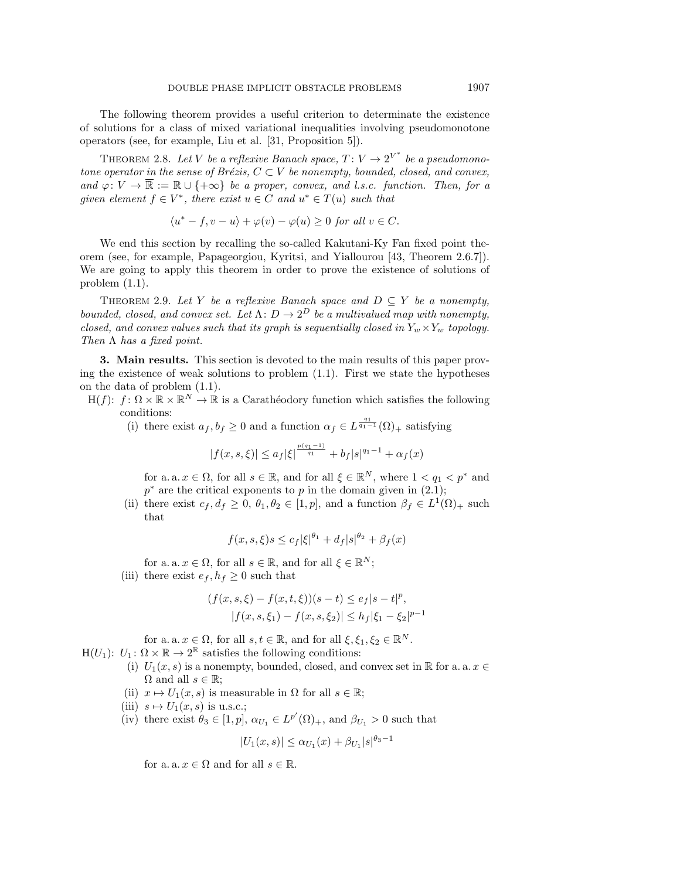The following theorem provides a useful criterion to determinate the existence of solutions for a class of mixed variational inequalities involving pseudomonotone operators (see, for example, Liu et al. [31, Proposition 5]).

Theorem 2.8. *Let $V$ be a reflexive Banach space, $T\colon V \to 2^{V^*}$ be a pseudomonotone operator in the sense of Brézis, $C \subset V$ be nonempty, bounded, closed, and convex, and $\varphi\colon V \to \overline{\mathbb{R}} := \mathbb{R} \cup \{+\infty\}$ be a proper, convex, and l.s.c. function. Then, for a given element $f \in V^*$, there exist $u \in C$ and $u^* \in T(u)$ such that*

$$\langle u^* - f, v - u\rangle + \varphi(v) - \varphi(u) \geq 0 \text{ for all } v \in C.$$

We end this section by recalling the so-called Kakutani-Ky Fan fixed point theorem (see, for example, Papageorgiou, Kyritsi, and Yiallourou [43, Theorem 2.6.7]). We are going to apply this theorem in order to prove the existence of solutions of problem (1.1).

Theorem 2.9. *Let $Y$ be a reflexive Banach space and $D \subseteq Y$ be a nonempty, bounded, closed, and convex set. Let $\Lambda\colon D \to 2^D$ be a multivalued map with nonempty, closed, and convex values such that its graph is sequentially closed in $Y_w \times Y_w$ topology. Then $\Lambda$ has a fixed point.*

**3. Main results.** This section is devoted to the main results of this paper proving the existence of weak solutions to problem (1.1). First we state the hypotheses on the data of problem (1.1).

H($f$): $f\colon \Omega \times \mathbb{R} \times \mathbb{R}^N \to \mathbb{R}$ is a Carathéodory function which satisfies the following conditions:

(i) there exist $a_f, b_f \geq 0$ and a function $\alpha_f \in L^{\frac{q_1}{q_1-1}}(\Omega)_+$ satisfying

$$|f(x,s,\xi)| \leq a_f|\xi|^{\frac{p(q_1-1)}{q_1}} + b_f|s|^{q_1-1} + \alpha_f(x)$$

for a. a. $x \in \Omega$, for all $s \in \mathbb{R}$, and for all $\xi \in \mathbb{R}^N$, where $1 < q_1 < p^*$ and $p^*$ are the critical exponents to $p$ in the domain given in (2.1);

(ii) there exist $c_f, d_f \geq 0$, $\theta_1, \theta_2 \in [1,p]$, and a function $\beta_f \in L^1(\Omega)_+$ such that

$$f(x,s,\xi)s \leq c_f|\xi|^{\theta_1} + d_f|s|^{\theta_2} + \beta_f(x)$$

for a. a. $x \in \Omega$, for all $s \in \mathbb{R}$, and for all $\xi \in \mathbb{R}^N$;

(iii) there exist $e_f, h_f \geq 0$ such that

$$(f(x,s,\xi) - f(x,t,\xi))(s-t) \leq e_f|s-t|^p,$$
$$|f(x,s,\xi_1) - f(x,s,\xi_2)| \leq h_f|\xi_1 - \xi_2|^{p-1}$$

for a. a. $x \in \Omega$, for all $s, t \in \mathbb{R}$, and for all $\xi, \xi_1, \xi_2 \in \mathbb{R}^N$.

H($U_1$): $U_1\colon \Omega \times \mathbb{R} \to 2^{\mathbb{R}}$ satisfies the following conditions:

(i) $U_1(x,s)$ is a nonempty, bounded, closed, and convex set in $\mathbb{R}$ for a. a. $x \in \Omega$ and all $s \in \mathbb{R}$;

(ii) $x \mapsto U_1(x,s)$ is measurable in $\Omega$ for all $s \in \mathbb{R}$;

(iii) $s \mapsto U_1(x,s)$ is u.s.c.;

(iv) there exist $\theta_3 \in [1,p]$, $\alpha_{U_1} \in L^{p'}(\Omega)_+$, and $\beta_{U_1} > 0$ such that

$$|U_1(x,s)| \leq \alpha_{U_1}(x) + \beta_{U_1}|s|^{\theta_3-1}$$

for a. a. $x \in \Omega$ and for all $s \in \mathbb{R}$.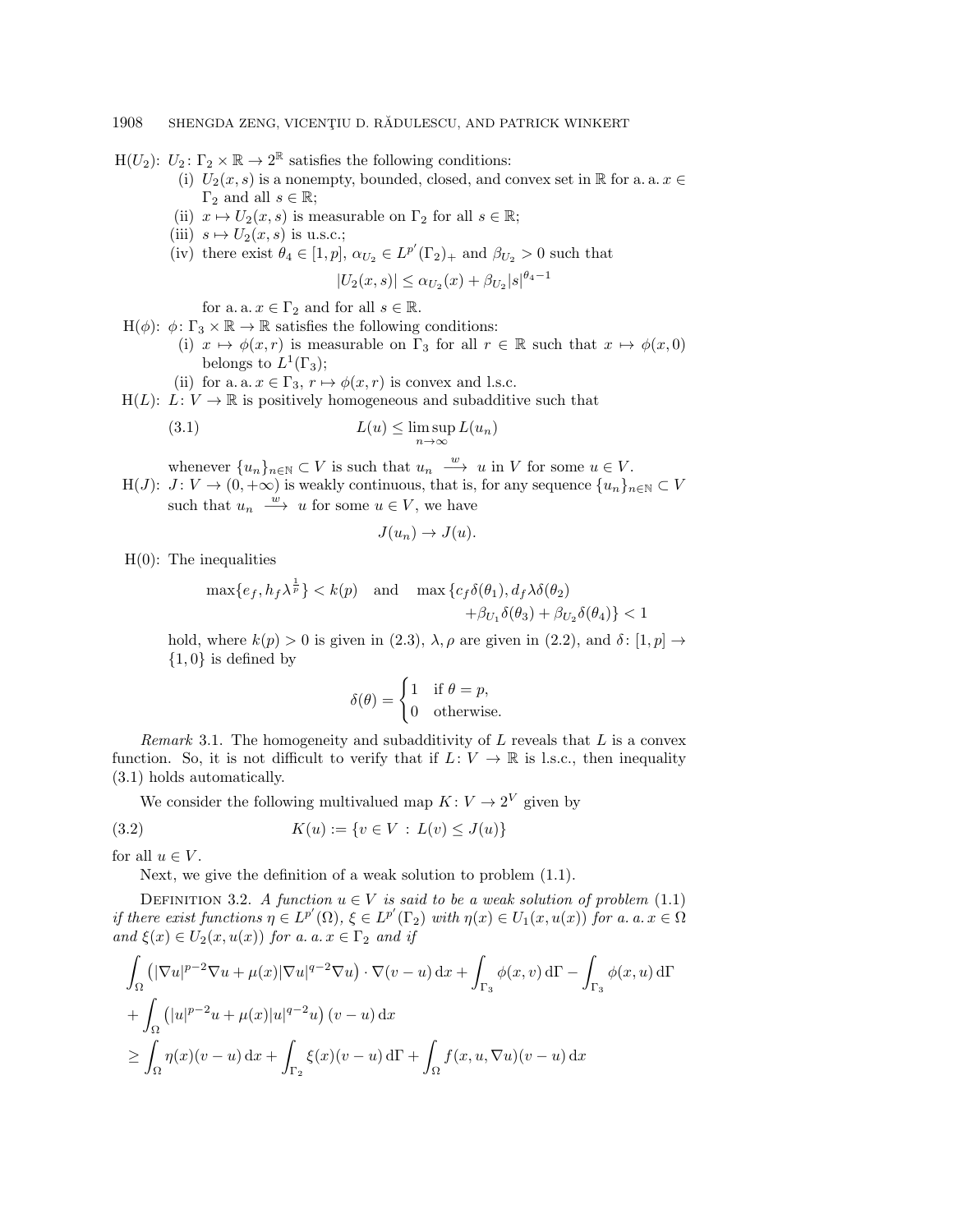H($U_2$): $U_2\colon \Gamma_2 \times \mathbb{R} \to 2^{\mathbb{R}}$ satisfies the following conditions:

- (i) $U_2(x,s)$ is a nonempty, bounded, closed, and convex set in $\mathbb{R}$ for a. a. $x \in \Gamma_2$ and all $s \in \mathbb{R}$;
- (ii) $x \mapsto U_2(x,s)$ is measurable on $\Gamma_2$ for all $s \in \mathbb{R}$;
- (iii) $s \mapsto U_2(x,s)$ is u.s.c.;
- (iv) there exist $\theta_4 \in [1,p]$, $\alpha_{U_2} \in L^{p'}(\Gamma_2)_+$ and $\beta_{U_2} > 0$ such that

$$|U_2(x,s)| \leq \alpha_{U_2}(x) + \beta_{U_2}|s|^{\theta_4-1}$$

for a. a. $x \in \Gamma_2$ and for all $s \in \mathbb{R}$.

H($\phi$): $\phi\colon \Gamma_3 \times \mathbb{R} \to \mathbb{R}$ satisfies the following conditions:

- (i) $x \mapsto \phi(x,r)$ is measurable on $\Gamma_3$ for all $r \in \mathbb{R}$ such that $x \mapsto \phi(x,0)$ belongs to $L^1(\Gamma_3)$;
- (ii) for a. a. $x \in \Gamma_3$, $r \mapsto \phi(x,r)$ is convex and l.s.c.

H($L$): $L\colon V \to \mathbb{R}$ is positively homogeneous and subadditive such that

$$L(u) \leq \limsup_{n\to\infty} L(u_n) \tag{3.1}$$

whenever $\{u_n\}_{n\in\mathbb{N}} \subset V$ is such that $u_n \xrightarrow{\ w\ } u$ in $V$ for some $u \in V$.

H($J$): $J\colon V \to (0,+\infty)$ is weakly continuous, that is, for any sequence $\{u_n\}_{n\in\mathbb{N}} \subset V$ such that $u_n \xrightarrow{\ w\ } u$ for some $u \in V$, we have

$$J(u_n) \to J(u).$$

H(0): The inequalities

$$\max\{e_f, h_f\lambda^{\frac{1}{p}}\} < k(p) \quad \text{and} \quad \max\{c_f\delta(\theta_1), d_f\lambda\delta(\theta_2) + \beta_{U_1}\delta(\theta_3) + \beta_{U_2}\delta(\theta_4)\} < 1$$

hold, where $k(p) > 0$ is given in (2.3), $\lambda, \rho$ are given in (2.2), and $\delta\colon [1,p] \to \{1,0\}$ is defined by

$$\delta(\theta) = \begin{cases} 1 & \text{if } \theta = p, \\ 0 & \text{otherwise.} \end{cases}$$

*Remark* 3.1. The homogeneity and subadditivity of $L$ reveals that $L$ is a convex function. So, it is not difficult to verify that if $L\colon V \to \mathbb{R}$ is l.s.c., then inequality (3.1) holds automatically.

We consider the following multivalued map $K\colon V \to 2^V$ given by

$$K(u) := \{v \in V \ : \ L(v) \leq J(u)\} \tag{3.2}$$

for all $u \in V$.

Next, we give the definition of a weak solution to problem (1.1).

Definition 3.2. *A function $u \in V$ is said to be a weak solution of problem* (1.1) *if there exist functions $\eta \in L^{p'}(\Omega)$, $\xi \in L^{p'}(\Gamma_2)$ with $\eta(x) \in U_1(x,u(x))$ for a. a. $x \in \Omega$ and $\xi(x) \in U_2(x,u(x))$ for a. a. $x \in \Gamma_2$ and if*

$$\begin{aligned}
&\int_\Omega \left(|\nabla u|^{p-2}\nabla u + \mu(x)|\nabla u|^{q-2}\nabla u\right)\cdot \nabla(v-u)\,\mathrm{d}x + \int_{\Gamma_3}\phi(x,v)\,\mathrm{d}\Gamma - \int_{\Gamma_3}\phi(x,u)\,\mathrm{d}\Gamma \\
&+ \int_\Omega \left(|u|^{p-2}u + \mu(x)|u|^{q-2}u\right)(v-u)\,\mathrm{d}x \\
&\geq \int_\Omega \eta(x)(v-u)\,\mathrm{d}x + \int_{\Gamma_2}\xi(x)(v-u)\,\mathrm{d}\Gamma + \int_\Omega f(x,u,\nabla u)(v-u)\,\mathrm{d}x
\end{aligned}$$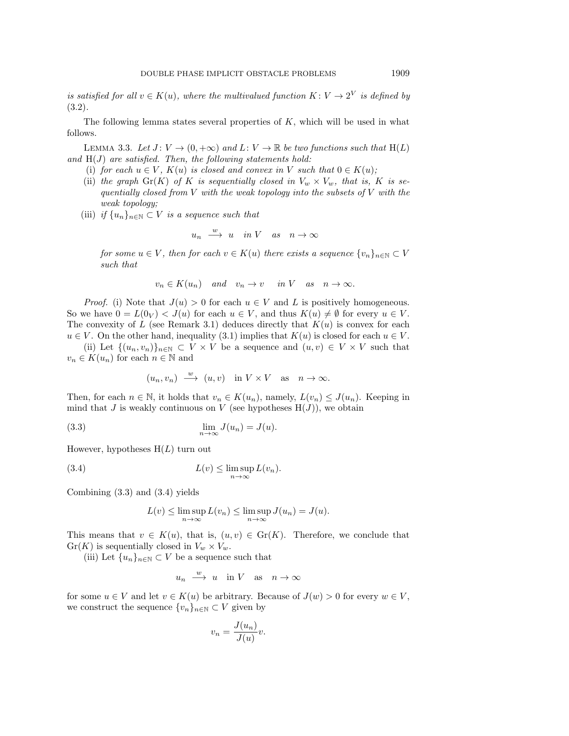*is satisfied for all $v \in K(u)$, where the multivalued function $K \colon V \to 2^V$ is defined by* (3.2).

The following lemma states several properties of $K$, which will be used in what follows.

Lemma 3.3. *Let $J \colon V \to (0, +\infty)$ and $L \colon V \to \mathbb{R}$ be two functions such that* H($L$) *and* H($J$) *are satisfied. Then, the following statements hold:*

(i) *for each $u \in V$, $K(u)$ is closed and convex in $V$ such that $0 \in K(u)$;*

(ii) *the graph $\mathrm{Gr}(K)$ of $K$ is sequentially closed in $V_w \times V_w$, that is, $K$ is sequentially closed from $V$ with the weak topology into the subsets of $V$ with the weak topology;*

(iii) *if $\{u_n\}_{n\in\mathbb{N}} \subset V$ is a sequence such that*

$$u_n \xrightarrow{\ w\ } u \quad in\ V \quad as \quad n \to \infty$$

*for some $u \in V$, then for each $v \in K(u)$ there exists a sequence $\{v_n\}_{n\in\mathbb{N}} \subset V$ such that*

$$v_n \in K(u_n) \quad and \quad v_n \to v \quad in\ V \quad as \quad n \to \infty.$$

*Proof.* (i) Note that $J(u) > 0$ for each $u \in V$ and $L$ is positively homogeneous. So we have $0 = L(0_V) < J(u)$ for each $u \in V$, and thus $K(u) \neq \emptyset$ for every $u \in V$. The convexity of $L$ (see Remark 3.1) deduces directly that $K(u)$ is convex for each $u \in V$. On the other hand, inequality (3.1) implies that $K(u)$ is closed for each $u \in V$.

(ii) Let $\{(u_n, v_n)\}_{n\in\mathbb{N}} \subset V \times V$ be a sequence and $(u, v) \in V \times V$ such that $v_n \in K(u_n)$ for each $n \in \mathbb{N}$ and

$$(u_n, v_n) \xrightarrow{\ w\ } (u, v) \quad \text{in } V \times V \quad \text{as} \quad n \to \infty.$$

Then, for each $n \in \mathbb{N}$, it holds that $v_n \in K(u_n)$, namely, $L(v_n) \le J(u_n)$. Keeping in mind that $J$ is weakly continuous on $V$ (see hypotheses H($J$)), we obtain

$$\lim_{n\to\infty} J(u_n) = J(u). \tag{3.3}$$

However, hypotheses H($L$) turn out

$$L(v) \le \limsup_{n\to\infty} L(v_n). \tag{3.4}$$

Combining (3.3) and (3.4) yields

$$L(v) \le \limsup_{n\to\infty} L(v_n) \le \limsup_{n\to\infty} J(u_n) = J(u).$$

This means that $v \in K(u)$, that is, $(u, v) \in \mathrm{Gr}(K)$. Therefore, we conclude that $\mathrm{Gr}(K)$ is sequentially closed in $V_w \times V_w$.

(iii) Let $\{u_n\}_{n\in\mathbb{N}} \subset V$ be a sequence such that

$$u_n \xrightarrow{\ w\ } u \quad \text{in } V \quad \text{as} \quad n \to \infty$$

for some $u \in V$ and let $v \in K(u)$ be arbitrary. Because of $J(w) > 0$ for every $w \in V$, we construct the sequence $\{v_n\}_{n\in\mathbb{N}} \subset V$ given by

$$v_n = \frac{J(u_n)}{J(u)} v.$$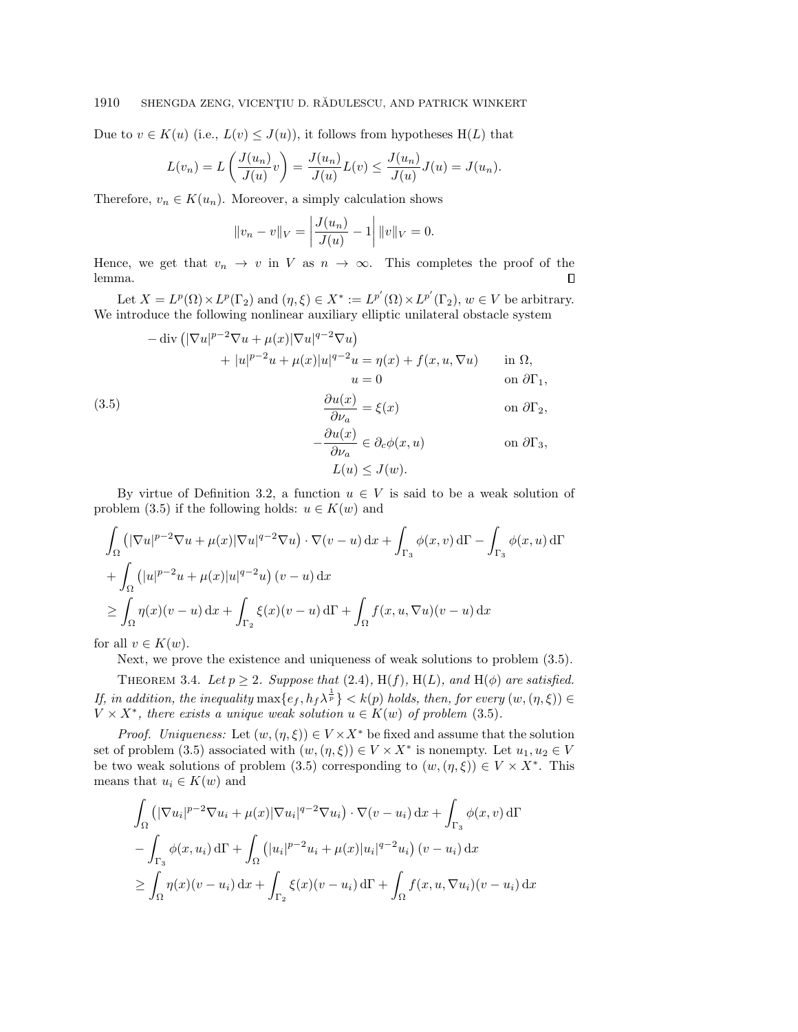Due to $v \in K(u)$ (i.e., $L(v) \le J(u)$), it follows from hypotheses H($L$) that

$$L(v_n) = L\left(\frac{J(u_n)}{J(u)}v\right) = \frac{J(u_n)}{J(u)}L(v) \le \frac{J(u_n)}{J(u)}J(u) = J(u_n).$$

Therefore, $v_n \in K(u_n)$. Moreover, a simply calculation shows

$$\|v_n - v\|_V = \left|\frac{J(u_n)}{J(u)} - 1\right| \|v\|_V = 0.$$

Hence, we get that $v_n \to v$ in $V$ as $n \to \infty$. This completes the proof of the lemma. ∎

Let $X = L^p(\Omega) \times L^p(\Gamma_2)$ and $(\eta, \xi) \in X^* := L^{p'}(\Omega) \times L^{p'}(\Gamma_2)$, $w \in V$ be arbitrary. We introduce the following nonlinear auxiliary elliptic unilateral obstacle system

$$
\begin{aligned}
-\operatorname{div}\left(|\nabla u|^{p-2}\nabla u + \mu(x)|\nabla u|^{q-2}\nabla u\right)& & \\
+ |u|^{p-2}u + \mu(x)|u|^{q-2}u &= \eta(x) + f(x,u,\nabla u) && \text{in } \Omega,\\
u &= 0 && \text{on } \partial\Gamma_1,\\
\frac{\partial u(x)}{\partial \nu_a} &= \xi(x) && \text{on } \partial\Gamma_2,\\
-\frac{\partial u(x)}{\partial \nu_a} &\in \partial_c \phi(x,u) && \text{on } \partial\Gamma_3,\\
L(u) &\le J(w).
\end{aligned}
\tag{3.5}
$$

By virtue of Definition 3.2, a function $u \in V$ is said to be a weak solution of problem (3.5) if the following holds: $u \in K(w)$ and

$$
\begin{aligned}
&\int_\Omega \left(|\nabla u|^{p-2}\nabla u + \mu(x)|\nabla u|^{q-2}\nabla u\right)\cdot \nabla(v-u)\,\mathrm{d}x + \int_{\Gamma_3}\phi(x,v)\,\mathrm{d}\Gamma - \int_{\Gamma_3}\phi(x,u)\,\mathrm{d}\Gamma\\
&+ \int_\Omega \left(|u|^{p-2}u + \mu(x)|u|^{q-2}u\right)(v-u)\,\mathrm{d}x\\
&\ge \int_\Omega \eta(x)(v-u)\,\mathrm{d}x + \int_{\Gamma_2}\xi(x)(v-u)\,\mathrm{d}\Gamma + \int_\Omega f(x,u,\nabla u)(v-u)\,\mathrm{d}x
\end{aligned}
$$

for all $v \in K(w)$.

Next, we prove the existence and uniqueness of weak solutions to problem (3.5).

Theorem 3.4. *Let $p \ge 2$. Suppose that* (2.4), H($f$), H($L$), *and* H($\phi$) *are satisfied. If, in addition, the inequality $\max\{e_f, h_f\lambda^{\frac{1}{p}}\} < k(p)$ holds, then, for every $(w,(\eta,\xi)) \in V \times X^*$, there exists a unique weak solution $u \in K(w)$ of problem* (3.5).

*Proof. Uniqueness:* Let $(w,(\eta,\xi)) \in V \times X^*$ be fixed and assume that the solution set of problem (3.5) associated with $(w,(\eta,\xi)) \in V \times X^*$ is nonempty. Let $u_1, u_2 \in V$ be two weak solutions of problem (3.5) corresponding to $(w,(\eta,\xi)) \in V \times X^*$. This means that $u_i \in K(w)$ and

$$
\begin{aligned}
&\int_\Omega \left(|\nabla u_i|^{p-2}\nabla u_i + \mu(x)|\nabla u_i|^{q-2}\nabla u_i\right)\cdot \nabla(v-u_i)\,\mathrm{d}x + \int_{\Gamma_3}\phi(x,v)\,\mathrm{d}\Gamma\\
&- \int_{\Gamma_3}\phi(x,u_i)\,\mathrm{d}\Gamma + \int_\Omega \left(|u_i|^{p-2}u_i + \mu(x)|u_i|^{q-2}u_i\right)(v-u_i)\,\mathrm{d}x\\
&\ge \int_\Omega \eta(x)(v-u_i)\,\mathrm{d}x + \int_{\Gamma_2}\xi(x)(v-u_i)\,\mathrm{d}\Gamma + \int_\Omega f(x,u,\nabla u_i)(v-u_i)\,\mathrm{d}x
\end{aligned}
$$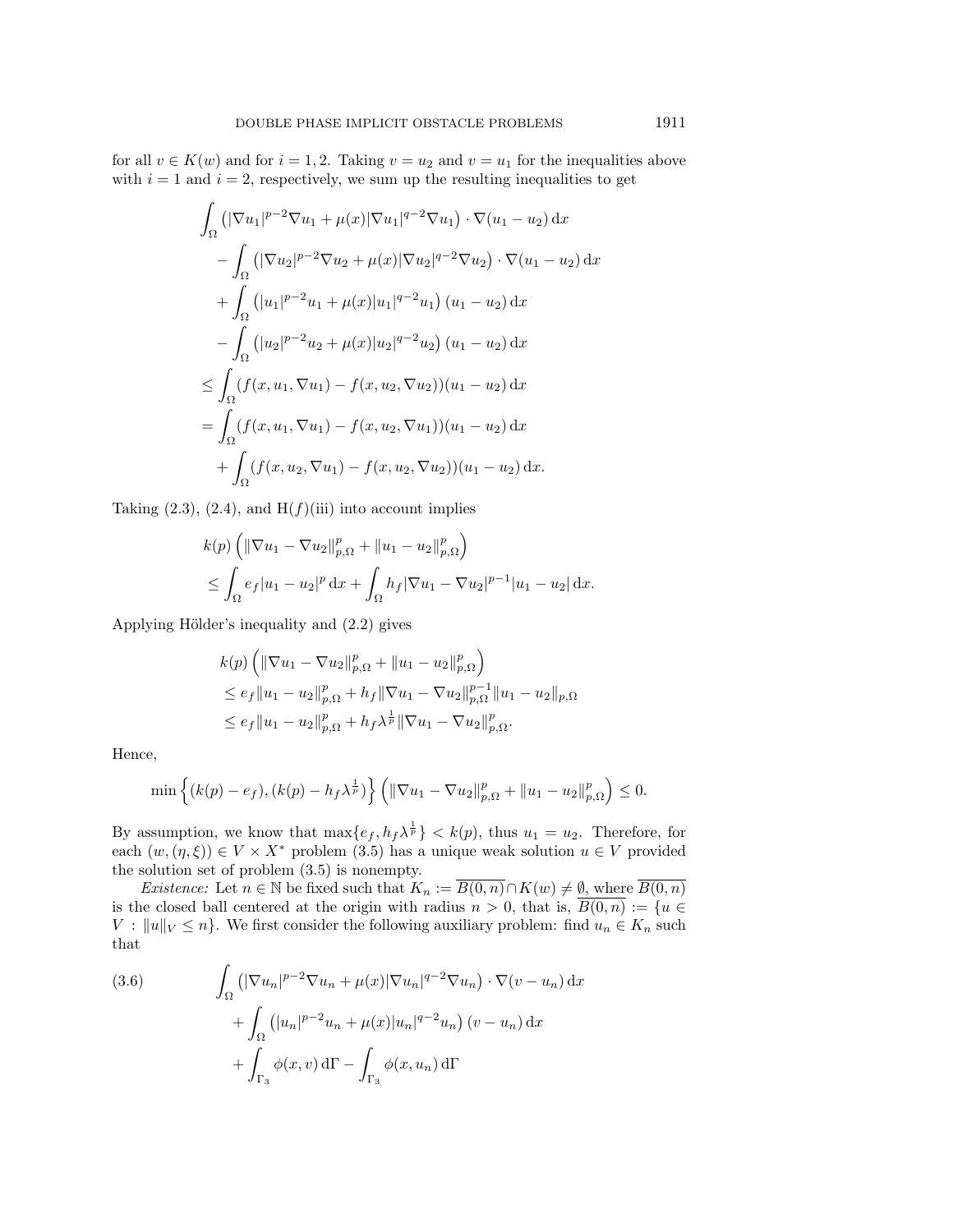for all $v \in K(w)$ and for $i = 1, 2$. Taking $v = u_2$ and $v = u_1$ for the inequalities above with $i = 1$ and $i = 2$, respectively, we sum up the resulting inequalities to get

$$
\begin{aligned}
&\int_\Omega \left(|\nabla u_1|^{p-2}\nabla u_1 + \mu(x)|\nabla u_1|^{q-2}\nabla u_1\right) \cdot \nabla(u_1 - u_2)\,\mathrm{d}x \\
&\quad - \int_\Omega \left(|\nabla u_2|^{p-2}\nabla u_2 + \mu(x)|\nabla u_2|^{q-2}\nabla u_2\right) \cdot \nabla(u_1 - u_2)\,\mathrm{d}x \\
&\quad + \int_\Omega \left(|u_1|^{p-2}u_1 + \mu(x)|u_1|^{q-2}u_1\right)(u_1 - u_2)\,\mathrm{d}x \\
&\quad - \int_\Omega \left(|u_2|^{p-2}u_2 + \mu(x)|u_2|^{q-2}u_2\right)(u_1 - u_2)\,\mathrm{d}x \\
&\le \int_\Omega (f(x, u_1, \nabla u_1) - f(x, u_2, \nabla u_2))(u_1 - u_2)\,\mathrm{d}x \\
&= \int_\Omega (f(x, u_1, \nabla u_1) - f(x, u_2, \nabla u_1))(u_1 - u_2)\,\mathrm{d}x \\
&\quad + \int_\Omega (f(x, u_2, \nabla u_1) - f(x, u_2, \nabla u_2))(u_1 - u_2)\,\mathrm{d}x.
\end{aligned}
$$

Taking (2.3), (2.4), and H($f$)(iii) into account implies

$$
\begin{aligned}
&k(p)\left(\|\nabla u_1 - \nabla u_2\|_{p,\Omega}^p + \|u_1 - u_2\|_{p,\Omega}^p\right) \\
&\le \int_\Omega e_f|u_1 - u_2|^p\,\mathrm{d}x + \int_\Omega h_f|\nabla u_1 - \nabla u_2|^{p-1}|u_1 - u_2|\,\mathrm{d}x.
\end{aligned}
$$

Applying Hölder's inequality and (2.2) gives

$$
\begin{aligned}
&k(p)\left(\|\nabla u_1 - \nabla u_2\|_{p,\Omega}^p + \|u_1 - u_2\|_{p,\Omega}^p\right) \\
&\le e_f\|u_1 - u_2\|_{p,\Omega}^p + h_f\|\nabla u_1 - \nabla u_2\|_{p,\Omega}^{p-1}\|u_1 - u_2\|_{p,\Omega} \\
&\le e_f\|u_1 - u_2\|_{p,\Omega}^p + h_f\lambda^{\frac{1}{p}}\|\nabla u_1 - \nabla u_2\|_{p,\Omega}^p.
\end{aligned}
$$

Hence,

$$
\min\left\{(k(p) - e_f), (k(p) - h_f\lambda^{\frac{1}{p}})\right\}\left(\|\nabla u_1 - \nabla u_2\|_{p,\Omega}^p + \|u_1 - u_2\|_{p,\Omega}^p\right) \le 0.
$$

By assumption, we know that $\max\{e_f, h_f\lambda^{\frac{1}{p}}\} < k(p)$, thus $u_1 = u_2$. Therefore, for each $(w, (\eta, \xi)) \in V \times X^*$ problem (3.5) has a unique weak solution $u \in V$ provided the solution set of problem (3.5) is nonempty.

*Existence:* Let $n \in \mathbb{N}$ be fixed such that $K_n := \overline{B(0,n)} \cap K(w) \neq \emptyset$, where $\overline{B(0,n)}$ is the closed ball centered at the origin with radius $n > 0$, that is, $\overline{B(0,n)} := \{u \in V : \|u\|_V \le n\}$. We first consider the following auxiliary problem: find $u_n \in K_n$ such that

$$
\begin{aligned}
(3.6)\qquad &\int_\Omega \left(|\nabla u_n|^{p-2}\nabla u_n + \mu(x)|\nabla u_n|^{q-2}\nabla u_n\right) \cdot \nabla(v - u_n)\,\mathrm{d}x \\
&\quad + \int_\Omega \left(|u_n|^{p-2}u_n + \mu(x)|u_n|^{q-2}u_n\right)(v - u_n)\,\mathrm{d}x \\
&\quad + \int_{\Gamma_3} \phi(x, v)\,\mathrm{d}\Gamma - \int_{\Gamma_3} \phi(x, u_n)\,\mathrm{d}\Gamma
\end{aligned}
$$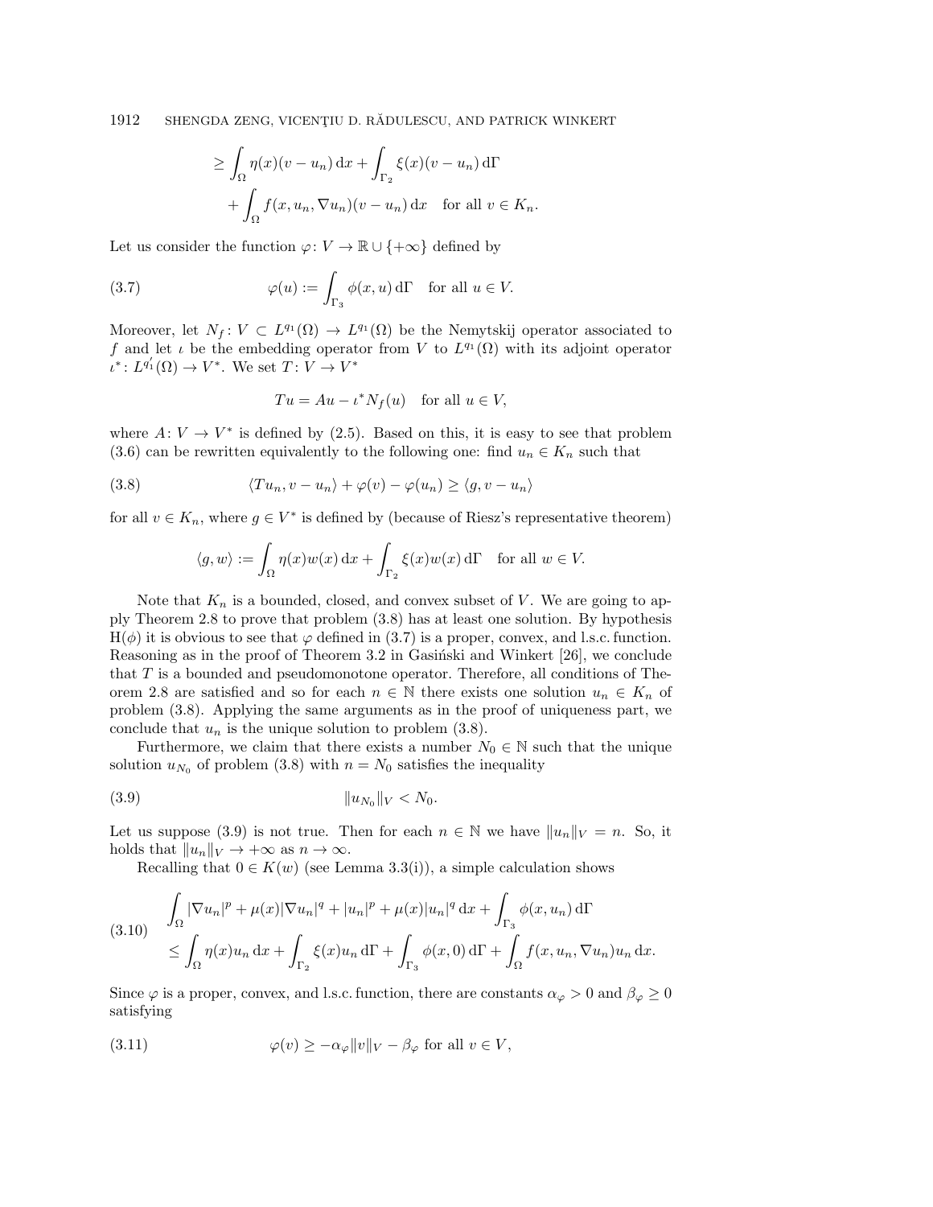$$\geq \int_\Omega \eta(x)(v-u_n)\,\mathrm{d}x + \int_{\Gamma_2} \xi(x)(v-u_n)\,\mathrm{d}\Gamma + \int_\Omega f(x,u_n,\nabla u_n)(v-u_n)\,\mathrm{d}x \quad \text{for all } v \in K_n.$$

Let us consider the function $\varphi\colon V \to \mathbb{R}\cup\{+\infty\}$ defined by

$$\varphi(u) := \int_{\Gamma_3} \phi(x,u)\,\mathrm{d}\Gamma \quad \text{for all } u \in V. \tag{3.7}$$

Moreover, let $N_f\colon V \subset L^{q_1}(\Omega) \to L^{q_1}(\Omega)$ be the Nemytskij operator associated to $f$ and let $\iota$ be the embedding operator from $V$ to $L^{q_1}(\Omega)$ with its adjoint operator $\iota^*\colon L^{q_1'}(\Omega) \to V^*$. We set $T\colon V \to V^*$

$$Tu = Au - \iota^* N_f(u) \quad \text{for all } u \in V,$$

where $A\colon V \to V^*$ is defined by (2.5). Based on this, it is easy to see that problem (3.6) can be rewritten equivalently to the following one: find $u_n \in K_n$ such that

$$\langle Tu_n, v-u_n\rangle + \varphi(v) - \varphi(u_n) \geq \langle g, v-u_n\rangle \tag{3.8}$$

for all $v \in K_n$, where $g \in V^*$ is defined by (because of Riesz's representative theorem)

$$\langle g, w\rangle := \int_\Omega \eta(x)w(x)\,\mathrm{d}x + \int_{\Gamma_2} \xi(x)w(x)\,\mathrm{d}\Gamma \quad \text{for all } w \in V.$$

Note that $K_n$ is a bounded, closed, and convex subset of $V$. We are going to apply Theorem 2.8 to prove that problem (3.8) has at least one solution. By hypothesis H($\phi$) it is obvious to see that $\varphi$ defined in (3.7) is a proper, convex, and l.s.c. function. Reasoning as in the proof of Theorem 3.2 in Gasiński and Winkert [26], we conclude that $T$ is a bounded and pseudomonotone operator. Therefore, all conditions of Theorem 2.8 are satisfied and so for each $n \in \mathbb{N}$ there exists one solution $u_n \in K_n$ of problem (3.8). Applying the same arguments as in the proof of uniqueness part, we conclude that $u_n$ is the unique solution to problem (3.8).

Furthermore, we claim that there exists a number $N_0 \in \mathbb{N}$ such that the unique solution $u_{N_0}$ of problem (3.8) with $n = N_0$ satisfies the inequality

$$\|u_{N_0}\|_V < N_0. \tag{3.9}$$

Let us suppose (3.9) is not true. Then for each $n \in \mathbb{N}$ we have $\|u_n\|_V = n$. So, it holds that $\|u_n\|_V \to +\infty$ as $n \to \infty$.

Recalling that $0 \in K(w)$ (see Lemma 3.3(i)), a simple calculation shows

$$\begin{aligned}
&\int_\Omega |\nabla u_n|^p + \mu(x)|\nabla u_n|^q + |u_n|^p + \mu(x)|u_n|^q\,\mathrm{d}x + \int_{\Gamma_3} \phi(x,u_n)\,\mathrm{d}\Gamma \\
&\leq \int_\Omega \eta(x)u_n\,\mathrm{d}x + \int_{\Gamma_2} \xi(x)u_n\,\mathrm{d}\Gamma + \int_{\Gamma_3} \phi(x,0)\,\mathrm{d}\Gamma + \int_\Omega f(x,u_n,\nabla u_n)u_n\,\mathrm{d}x.
\end{aligned} \tag{3.10}$$

Since $\varphi$ is a proper, convex, and l.s.c. function, there are constants $\alpha_\varphi > 0$ and $\beta_\varphi \geq 0$ satisfying

$$\varphi(v) \geq -\alpha_\varphi\|v\|_V - \beta_\varphi \text{ for all } v \in V, \tag{3.11}$$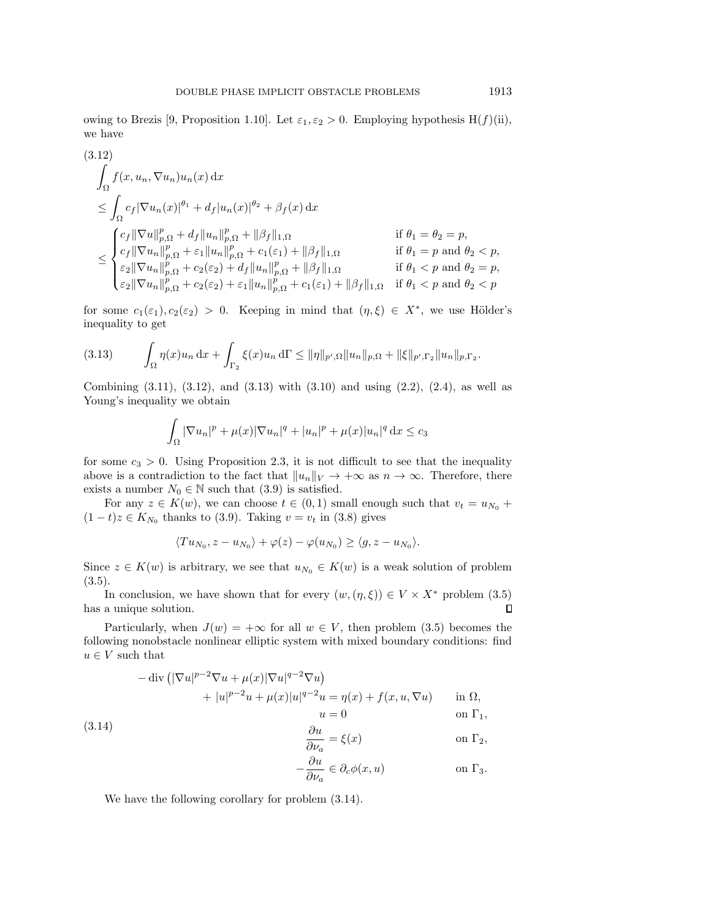owing to Brezis [9, Proposition 1.10]. Let $\varepsilon_1, \varepsilon_2 > 0$. Employing hypothesis H$(f)$(ii), we have

$$
\begin{aligned}
&\int_\Omega f(x, u_n, \nabla u_n) u_n(x)\, \mathrm{d}x \\
&\le \int_\Omega c_f |\nabla u_n(x)|^{\theta_1} + d_f |u_n(x)|^{\theta_2} + \beta_f(x)\, \mathrm{d}x \\
&\le \begin{cases}
c_f \|\nabla u\|_{p,\Omega}^p + d_f \|u_n\|_{p,\Omega}^p + \|\beta_f\|_{1,\Omega} & \text{if } \theta_1 = \theta_2 = p, \\
c_f \|\nabla u_n\|_{p,\Omega}^p + \varepsilon_1 \|u_n\|_{p,\Omega}^p + c_1(\varepsilon_1) + \|\beta_f\|_{1,\Omega} & \text{if } \theta_1 = p \text{ and } \theta_2 < p, \\
\varepsilon_2 \|\nabla u_n\|_{p,\Omega}^p + c_2(\varepsilon_2) + d_f \|u_n\|_{p,\Omega}^p + \|\beta_f\|_{1,\Omega} & \text{if } \theta_1 < p \text{ and } \theta_2 = p, \\
\varepsilon_2 \|\nabla u_n\|_{p,\Omega}^p + c_2(\varepsilon_2) + \varepsilon_1 \|u_n\|_{p,\Omega}^p + c_1(\varepsilon_1) + \|\beta_f\|_{1,\Omega} & \text{if } \theta_1 < p \text{ and } \theta_2 < p
\end{cases}
\end{aligned}
\tag{3.12}
$$

for some $c_1(\varepsilon_1), c_2(\varepsilon_2) > 0$. Keeping in mind that $(\eta, \xi) \in X^*$, we use Hölder's inequality to get

$$
\int_\Omega \eta(x) u_n\, \mathrm{d}x + \int_{\Gamma_2} \xi(x) u_n\, \mathrm{d}\Gamma \le \|\eta\|_{p',\Omega} \|u_n\|_{p,\Omega} + \|\xi\|_{p',\Gamma_2} \|u_n\|_{p,\Gamma_2}. \tag{3.13}
$$

Combining (3.11), (3.12), and (3.13) with (3.10) and using (2.2), (2.4), as well as Young's inequality we obtain

$$
\int_\Omega |\nabla u_n|^p + \mu(x) |\nabla u_n|^q + |u_n|^p + \mu(x) |u_n|^q\, \mathrm{d}x \le c_3
$$

for some $c_3 > 0$. Using Proposition 2.3, it is not difficult to see that the inequality above is a contradiction to the fact that $\|u_n\|_V \to +\infty$ as $n \to \infty$. Therefore, there exists a number $N_0 \in \mathbb{N}$ such that (3.9) is satisfied.

For any $z \in K(w)$, we can choose $t \in (0,1)$ small enough such that $v_t = u_{N_0} + (1-t)z \in K_{N_0}$ thanks to (3.9). Taking $v = v_t$ in (3.8) gives

$$
\langle T u_{N_0}, z - u_{N_0} \rangle + \varphi(z) - \varphi(u_{N_0}) \ge \langle g, z - u_{N_0} \rangle.
$$

Since $z \in K(w)$ is arbitrary, we see that $u_{N_0} \in K(w)$ is a weak solution of problem (3.5).

In conclusion, we have shown that for every $(w, (\eta, \xi)) \in V \times X^*$ problem (3.5) has a unique solution. $\square$

Particularly, when $J(w) = +\infty$ for all $w \in V$, then problem (3.5) becomes the following nonobstacle nonlinear elliptic system with mixed boundary conditions: find $u \in V$ such that

$$
\begin{aligned}
-\operatorname{div}\left(|\nabla u|^{p-2}\nabla u + \mu(x)|\nabla u|^{q-2}\nabla u\right)& \\
+ |u|^{p-2}u + \mu(x)|u|^{q-2}u &= \eta(x) + f(x, u, \nabla u) && \text{in } \Omega, \\
u &= 0 && \text{on } \Gamma_1, \\
\frac{\partial u}{\partial \nu_a} &= \xi(x) && \text{on } \Gamma_2, \\
-\frac{\partial u}{\partial \nu_a} &\in \partial_c \phi(x, u) && \text{on } \Gamma_3.
\end{aligned}
\tag{3.14}
$$

We have the following corollary for problem (3.14).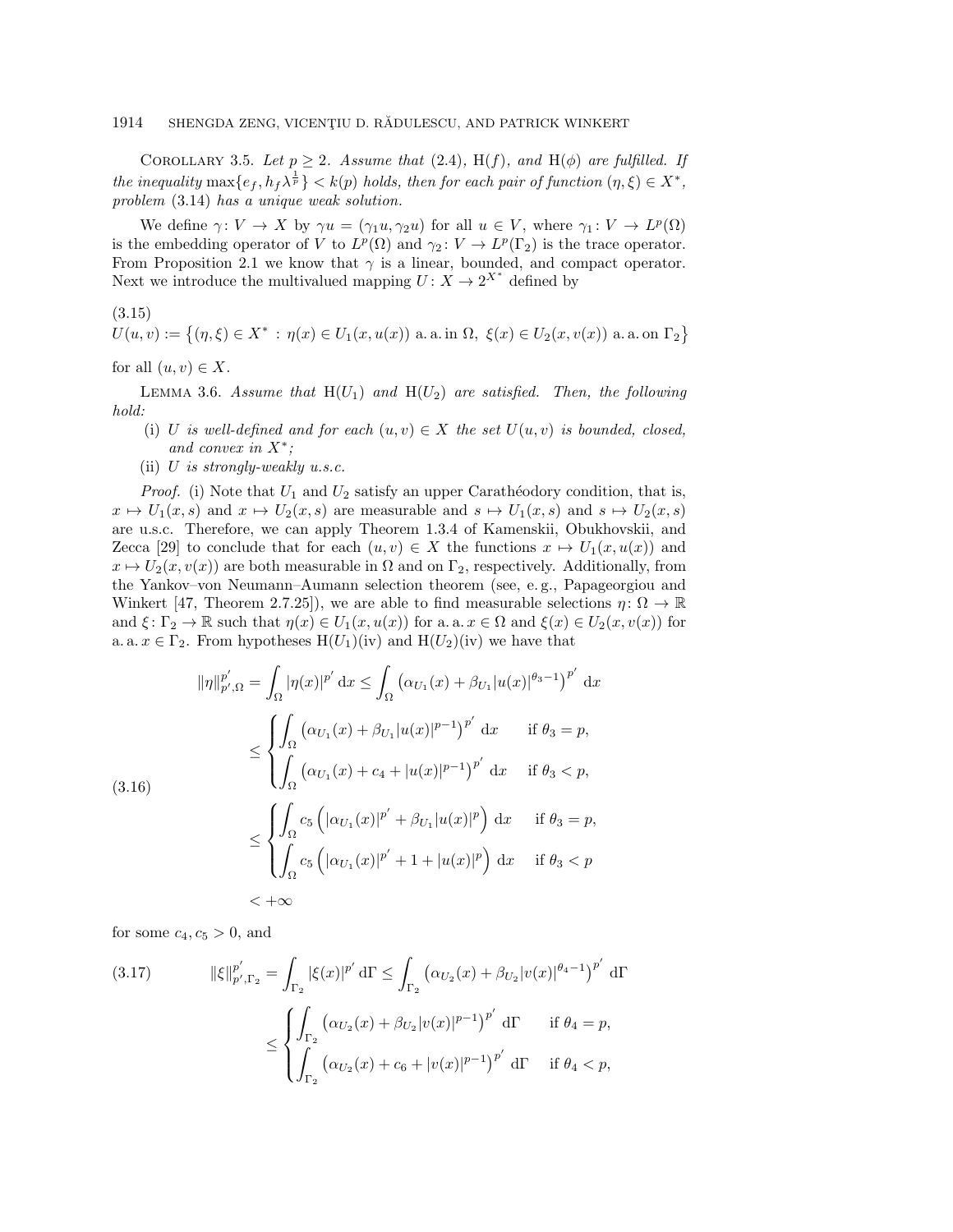COROLLARY 3.5. *Let $p \geq 2$. Assume that* (2.4), H$(f)$, *and* H$(\phi)$ *are fulfilled. If the inequality* $\max\{e_f, h_f \lambda^{\frac{1}{p}}\} < k(p)$ *holds, then for each pair of function* $(\eta, \xi) \in X^*$, *problem* (3.14) *has a unique weak solution.*

We define $\gamma\colon V \to X$ by $\gamma u = (\gamma_1 u, \gamma_2 u)$ for all $u \in V$, where $\gamma_1 \colon V \to L^p(\Omega)$ is the embedding operator of $V$ to $L^p(\Omega)$ and $\gamma_2 \colon V \to L^p(\Gamma_2)$ is the trace operator. From Proposition 2.1 we know that $\gamma$ is a linear, bounded, and compact operator. Next we introduce the multivalued mapping $U\colon X \to 2^{X^*}$ defined by

(3.15)
$$U(u,v) := \left\{(\eta,\xi) \in X^* \,:\, \eta(x) \in U_1(x,u(x)) \text{ a. a. in } \Omega,\ \xi(x) \in U_2(x,v(x)) \text{ a. a. on } \Gamma_2\right\}$$

for all $(u,v) \in X$.

LEMMA 3.6. *Assume that* H$(U_1)$ *and* H$(U_2)$ *are satisfied. Then, the following hold:*

- (i) *$U$ is well-defined and for each $(u,v) \in X$ the set $U(u,v)$ is bounded, closed, and convex in $X^*$;*
- (ii) *$U$ is strongly-weakly u.s.c.*

*Proof.* (i) Note that $U_1$ and $U_2$ satisfy an upper Carathéodory condition, that is, $x \mapsto U_1(x,s)$ and $x \mapsto U_2(x,s)$ are measurable and $s \mapsto U_1(x,s)$ and $s \mapsto U_2(x,s)$ are u.s.c. Therefore, we can apply Theorem 1.3.4 of Kamenskii, Obukhovskii, and Zecca [29] to conclude that for each $(u,v) \in X$ the functions $x \mapsto U_1(x,u(x))$ and $x \mapsto U_2(x,v(x))$ are both measurable in $\Omega$ and on $\Gamma_2$, respectively. Additionally, from the Yankov–von Neumann–Aumann selection theorem (see, e. g., Papageorgiou and Winkert [47, Theorem 2.7.25]), we are able to find measurable selections $\eta\colon \Omega \to \mathbb{R}$ and $\xi\colon \Gamma_2 \to \mathbb{R}$ such that $\eta(x) \in U_1(x,u(x))$ for a. a. $x \in \Omega$ and $\xi(x) \in U_2(x,v(x))$ for a. a. $x \in \Gamma_2$. From hypotheses H$(U_1)$(iv) and H$(U_2)$(iv) we have that

$$\begin{aligned}
\|\eta\|_{p',\Omega}^{p'} &= \int_\Omega |\eta(x)|^{p'}\,\mathrm{d}x \leq \int_\Omega \left(\alpha_{U_1}(x) + \beta_{U_1}|u(x)|^{\theta_3 - 1}\right)^{p'}\,\mathrm{d}x \\
&\leq \begin{cases} \displaystyle\int_\Omega \left(\alpha_{U_1}(x) + \beta_{U_1}|u(x)|^{p-1}\right)^{p'}\,\mathrm{d}x & \text{if } \theta_3 = p, \\ \displaystyle\int_\Omega \left(\alpha_{U_1}(x) + c_4 + |u(x)|^{p-1}\right)^{p'}\,\mathrm{d}x & \text{if } \theta_3 < p, \end{cases} \\
&\leq \begin{cases} \displaystyle\int_\Omega c_5\left(|\alpha_{U_1}(x)|^{p'} + \beta_{U_1}|u(x)|^{p}\right)\,\mathrm{d}x & \text{if } \theta_3 = p, \\ \displaystyle\int_\Omega c_5\left(|\alpha_{U_1}(x)|^{p'} + 1 + |u(x)|^{p}\right)\,\mathrm{d}x & \text{if } \theta_3 < p \end{cases} \\
&< +\infty
\end{aligned} \tag{3.16}$$

for some $c_4, c_5 > 0$, and

$$\begin{aligned}
\|\xi\|_{p',\Gamma_2}^{p'} &= \int_{\Gamma_2} |\xi(x)|^{p'}\,\mathrm{d}\Gamma \leq \int_{\Gamma_2} \left(\alpha_{U_2}(x) + \beta_{U_2}|v(x)|^{\theta_4 - 1}\right)^{p'}\,\mathrm{d}\Gamma \\
&\leq \begin{cases} \displaystyle\int_{\Gamma_2} \left(\alpha_{U_2}(x) + \beta_{U_2}|v(x)|^{p-1}\right)^{p'}\,\mathrm{d}\Gamma & \text{if } \theta_4 = p, \\ \displaystyle\int_{\Gamma_2} \left(\alpha_{U_2}(x) + c_6 + |v(x)|^{p-1}\right)^{p'}\,\mathrm{d}\Gamma & \text{if } \theta_4 < p, \end{cases}
\end{aligned} \tag{3.17}$$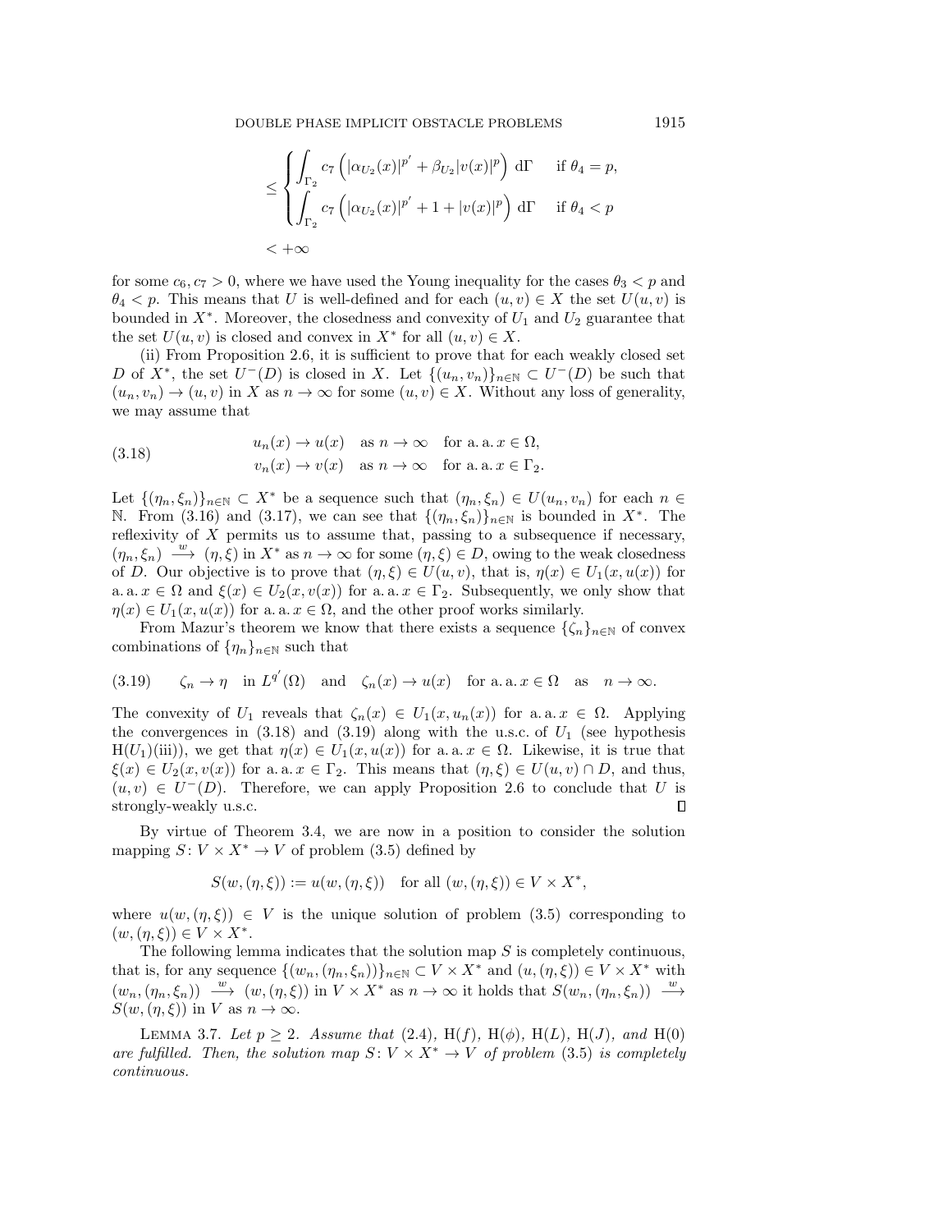$$
\leq \begin{cases} \displaystyle\int_{\Gamma_2} c_7 \left( |\alpha_{U_2}(x)|^{p'} + \beta_{U_2} |v(x)|^p \right) \, \mathrm{d}\Gamma & \text{if } \theta_4 = p, \\ \displaystyle\int_{\Gamma_2} c_7 \left( |\alpha_{U_2}(x)|^{p'} + 1 + |v(x)|^p \right) \, \mathrm{d}\Gamma & \text{if } \theta_4 < p \end{cases}
$$

$$
< +\infty
$$

for some $c_6, c_7 > 0$, where we have used the Young inequality for the cases $\theta_3 < p$ and $\theta_4 < p$. This means that $U$ is well-defined and for each $(u, v) \in X$ the set $U(u, v)$ is bounded in $X^*$. Moreover, the closedness and convexity of $U_1$ and $U_2$ guarantee that the set $U(u, v)$ is closed and convex in $X^*$ for all $(u, v) \in X$.

(ii) From Proposition 2.6, it is sufficient to prove that for each weakly closed set $D$ of $X^*$, the set $U^-(D)$ is closed in $X$. Let $\{(u_n, v_n)\}_{n\in\mathbb{N}} \subset U^-(D)$ be such that $(u_n, v_n) \to (u, v)$ in $X$ as $n \to \infty$ for some $(u, v) \in X$. Without any loss of generality, we may assume that

$$
\begin{aligned}
&u_n(x) \to u(x) \quad \text{as } n \to \infty \quad \text{for a.a. } x \in \Omega, \\
&v_n(x) \to v(x) \quad \text{as } n \to \infty \quad \text{for a.a. } x \in \Gamma_2.
\end{aligned} \tag{3.18}
$$

Let $\{(\eta_n, \xi_n)\}_{n\in\mathbb{N}} \subset X^*$ be a sequence such that $(\eta_n, \xi_n) \in U(u_n, v_n)$ for each $n \in \mathbb{N}$. From (3.16) and (3.17), we can see that $\{(\eta_n, \xi_n)\}_{n\in\mathbb{N}}$ is bounded in $X^*$. The reflexivity of $X$ permits us to assume that, passing to a subsequence if necessary, $(\eta_n, \xi_n) \xrightarrow{w} (\eta, \xi)$ in $X^*$ as $n \to \infty$ for some $(\eta, \xi) \in D$, owing to the weak closedness of $D$. Our objective is to prove that $(\eta, \xi) \in U(u, v)$, that is, $\eta(x) \in U_1(x, u(x))$ for a.a. $x \in \Omega$ and $\xi(x) \in U_2(x, v(x))$ for a.a. $x \in \Gamma_2$. Subsequently, we only show that $\eta(x) \in U_1(x, u(x))$ for a.a. $x \in \Omega$, and the other proof works similarly.

From Mazur's theorem we know that there exists a sequence $\{\zeta_n\}_{n\in\mathbb{N}}$ of convex combinations of $\{\eta_n\}_{n\in\mathbb{N}}$ such that

$$
\zeta_n \to \eta \quad \text{in } L^{q'}(\Omega) \quad \text{and} \quad \zeta_n(x) \to u(x) \quad \text{for a.a. } x \in \Omega \quad \text{as} \quad n \to \infty. \tag{3.19}
$$

The convexity of $U_1$ reveals that $\zeta_n(x) \in U_1(x, u_n(x))$ for a.a. $x \in \Omega$. Applying the convergences in (3.18) and (3.19) along with the u.s.c. of $U_1$ (see hypothesis H($U_1$)(iii)), we get that $\eta(x) \in U_1(x, u(x))$ for a.a. $x \in \Omega$. Likewise, it is true that $\xi(x) \in U_2(x, v(x))$ for a.a. $x \in \Gamma_2$. This means that $(\eta, \xi) \in U(u, v) \cap D$, and thus, $(u, v) \in U^-(D)$. Therefore, we can apply Proposition 2.6 to conclude that $U$ is strongly-weakly u.s.c. $\square$

By virtue of Theorem 3.4, we are now in a position to consider the solution mapping $S\colon V \times X^* \to V$ of problem (3.5) defined by

$$
S(w, (\eta, \xi)) := u(w, (\eta, \xi)) \quad \text{for all } (w, (\eta, \xi)) \in V \times X^*,
$$

where $u(w, (\eta, \xi)) \in V$ is the unique solution of problem (3.5) corresponding to $(w, (\eta, \xi)) \in V \times X^*$.

The following lemma indicates that the solution map $S$ is completely continuous, that is, for any sequence $\{(w_n, (\eta_n, \xi_n))\}_{n\in\mathbb{N}} \subset V \times X^*$ and $(u, (\eta, \xi)) \in V \times X^*$ with $(w_n, (\eta_n, \xi_n)) \xrightarrow{w} (w, (\eta, \xi))$ in $V \times X^*$ as $n \to \infty$ it holds that $S(w_n, (\eta_n, \xi_n)) \xrightarrow{w} S(w, (\eta, \xi))$ in $V$ as $n \to \infty$.

Lemma 3.7. *Let $p \geq 2$. Assume that (2.4), H($f$), H($\phi$), H($L$), H($J$), and H(0) are fulfilled. Then, the solution map $S\colon V \times X^* \to V$ of problem (3.5) is completely continuous.*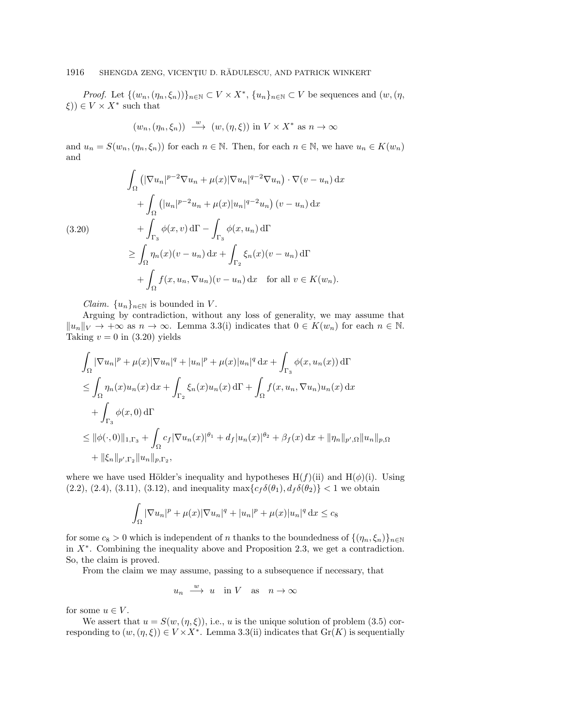*Proof.* Let $\{(w_n, (\eta_n, \xi_n))\}_{n\in\mathbb{N}} \subset V \times X^*$, $\{u_n\}_{n\in\mathbb{N}} \subset V$ be sequences and $(w, (\eta, \xi)) \in V \times X^*$ such that

$$(w_n, (\eta_n, \xi_n)) \ \xrightarrow{w}\ (w, (\eta, \xi)) \text{ in } V \times X^* \text{ as } n \to \infty$$

and $u_n = S(w_n, (\eta_n, \xi_n))$ for each $n \in \mathbb{N}$. Then, for each $n \in \mathbb{N}$, we have $u_n \in K(w_n)$ and

$$\begin{aligned}
&\int_\Omega \left(|\nabla u_n|^{p-2}\nabla u_n + \mu(x)|\nabla u_n|^{q-2}\nabla u_n\right)\cdot \nabla(v-u_n)\,\mathrm{d}x \\
&\quad + \int_\Omega \left(|u_n|^{p-2}u_n + \mu(x)|u_n|^{q-2}u_n\right)(v-u_n)\,\mathrm{d}x \\
&\quad + \int_{\Gamma_3} \phi(x,v)\,\mathrm{d}\Gamma - \int_{\Gamma_3} \phi(x,u_n)\,\mathrm{d}\Gamma \\
&\geq \int_\Omega \eta_n(x)(v-u_n)\,\mathrm{d}x + \int_{\Gamma_2} \xi_n(x)(v-u_n)\,\mathrm{d}\Gamma \\
&\quad + \int_\Omega f(x,u_n,\nabla u_n)(v-u_n)\,\mathrm{d}x \quad \text{for all } v \in K(w_n).
\end{aligned} \tag{3.20}$$

*Claim.* $\{u_n\}_{n\in\mathbb{N}}$ is bounded in $V$.

Arguing by contradiction, without any loss of generality, we may assume that $\|u_n\|_V \to +\infty$ as $n \to \infty$. Lemma 3.3(i) indicates that $0 \in K(w_n)$ for each $n \in \mathbb{N}$. Taking $v = 0$ in (3.20) yields

$$\begin{aligned}
&\int_\Omega |\nabla u_n|^p + \mu(x)|\nabla u_n|^q + |u_n|^p + \mu(x)|u_n|^q\,\mathrm{d}x + \int_{\Gamma_3} \phi(x,u_n(x))\,\mathrm{d}\Gamma \\
&\leq \int_\Omega \eta_n(x)u_n(x)\,\mathrm{d}x + \int_{\Gamma_2} \xi_n(x)u_n(x)\,\mathrm{d}\Gamma + \int_\Omega f(x,u_n,\nabla u_n)u_n(x)\,\mathrm{d}x \\
&\quad + \int_{\Gamma_3} \phi(x,0)\,\mathrm{d}\Gamma \\
&\leq \|\phi(\cdot,0)\|_{1,\Gamma_3} + \int_\Omega c_f|\nabla u_n(x)|^{\theta_1} + d_f|u_n(x)|^{\theta_2} + \beta_f(x)\,\mathrm{d}x + \|\eta_n\|_{p',\Omega}\|u_n\|_{p,\Omega} \\
&\quad + \|\xi_n\|_{p',\Gamma_2}\|u_n\|_{p,\Gamma_2},
\end{aligned}$$

where we have used Hölder's inequality and hypotheses H($f$)(ii) and H($\phi$)(i). Using (2.2), (2.4), (3.11), (3.12), and inequality $\max\{c_f\delta(\theta_1), d_f\delta(\theta_2)\} < 1$ we obtain

$$\int_\Omega |\nabla u_n|^p + \mu(x)|\nabla u_n|^q + |u_n|^p + \mu(x)|u_n|^q\,\mathrm{d}x \leq c_8$$

for some $c_8 > 0$ which is independent of $n$ thanks to the boundedness of $\{(\eta_n, \xi_n)\}_{n\in\mathbb{N}}$ in $X^*$. Combining the inequality above and Proposition 2.3, we get a contradiction. So, the claim is proved.

From the claim we may assume, passing to a subsequence if necessary, that

$$u_n \ \xrightarrow{w}\ u \quad \text{in } V \quad \text{as} \quad n \to \infty$$

for some $u \in V$.

We assert that $u = S(w, (\eta, \xi))$, i.e., $u$ is the unique solution of problem (3.5) corresponding to $(w, (\eta, \xi)) \in V \times X^*$. Lemma 3.3(ii) indicates that $\mathrm{Gr}(K)$ is sequentially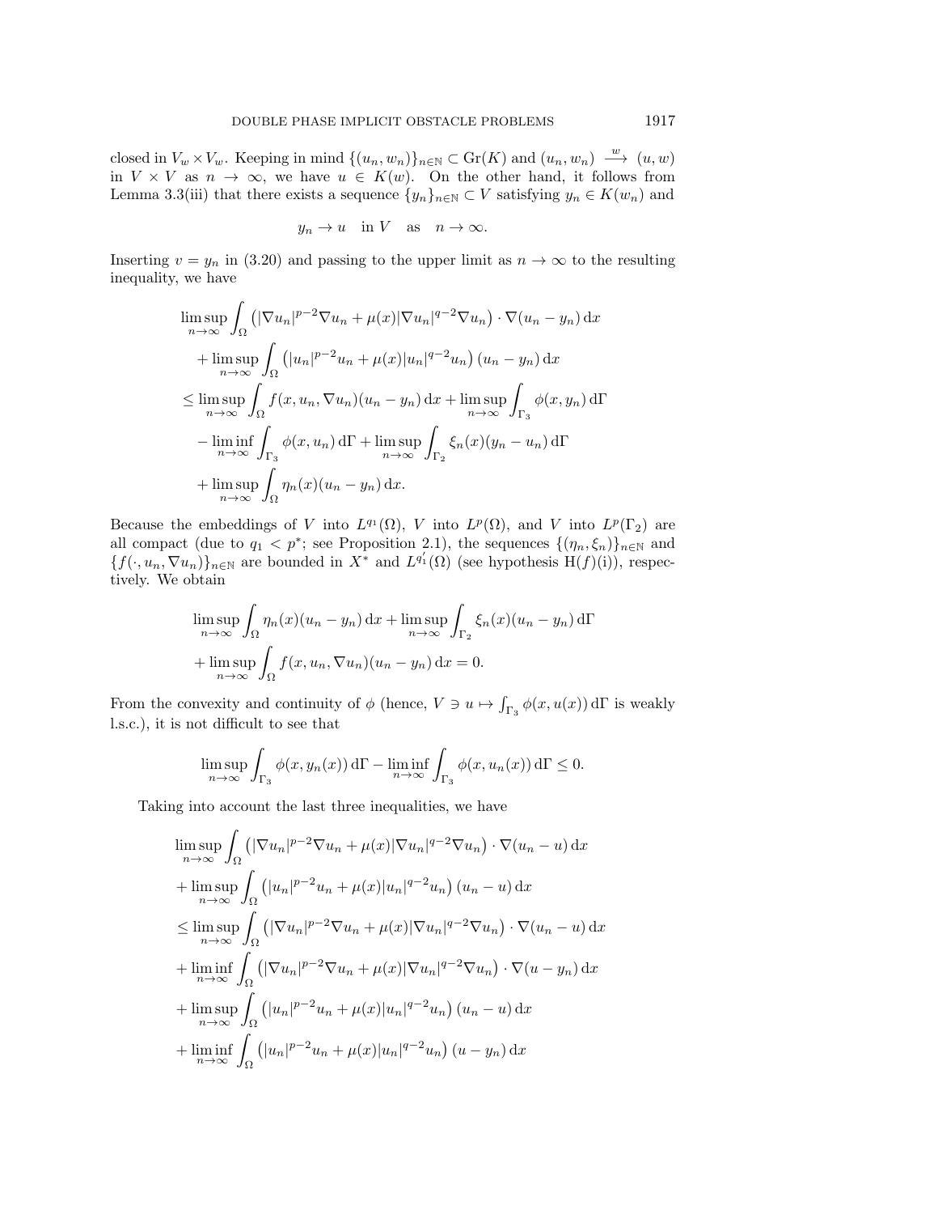closed in $V_w \times V_w$. Keeping in mind $\{(u_n, w_n)\}_{n\in\mathbb{N}} \subset \mathrm{Gr}(K)$ and $(u_n, w_n) \xrightarrow{w} (u, w)$ in $V \times V$ as $n \to \infty$, we have $u \in K(w)$. On the other hand, it follows from Lemma 3.3(iii) that there exists a sequence $\{y_n\}_{n\in\mathbb{N}} \subset V$ satisfying $y_n \in K(w_n)$ and

$$y_n \to u \quad \text{in } V \quad \text{as} \quad n \to \infty.$$

Inserting $v = y_n$ in (3.20) and passing to the upper limit as $n \to \infty$ to the resulting inequality, we have

$$\begin{aligned}
&\limsup_{n\to\infty} \int_\Omega \left(|\nabla u_n|^{p-2}\nabla u_n + \mu(x)|\nabla u_n|^{q-2}\nabla u_n\right) \cdot \nabla(u_n - y_n)\,\mathrm{d}x \\
&\quad + \limsup_{n\to\infty} \int_\Omega \left(|u_n|^{p-2}u_n + \mu(x)|u_n|^{q-2}u_n\right)(u_n - y_n)\,\mathrm{d}x \\
&\le \limsup_{n\to\infty} \int_\Omega f(x, u_n, \nabla u_n)(u_n - y_n)\,\mathrm{d}x + \limsup_{n\to\infty} \int_{\Gamma_3} \phi(x, y_n)\,\mathrm{d}\Gamma \\
&\quad - \liminf_{n\to\infty} \int_{\Gamma_3} \phi(x, u_n)\,\mathrm{d}\Gamma + \limsup_{n\to\infty} \int_{\Gamma_2} \xi_n(x)(y_n - u_n)\,\mathrm{d}\Gamma \\
&\quad + \limsup_{n\to\infty} \int_\Omega \eta_n(x)(u_n - y_n)\,\mathrm{d}x.
\end{aligned}$$

Because the embeddings of $V$ into $L^{q_1}(\Omega)$, $V$ into $L^p(\Omega)$, and $V$ into $L^p(\Gamma_2)$ are all compact (due to $q_1 < p^*$; see Proposition 2.1), the sequences $\{(\eta_n, \xi_n)\}_{n\in\mathbb{N}}$ and $\{f(\cdot, u_n, \nabla u_n)\}_{n\in\mathbb{N}}$ are bounded in $X^*$ and $L^{q_1'}(\Omega)$ (see hypothesis H(f)(i)), respectively. We obtain

$$\begin{aligned}
&\limsup_{n\to\infty} \int_\Omega \eta_n(x)(u_n - y_n)\,\mathrm{d}x + \limsup_{n\to\infty} \int_{\Gamma_2} \xi_n(x)(u_n - y_n)\,\mathrm{d}\Gamma \\
&\quad + \limsup_{n\to\infty} \int_\Omega f(x, u_n, \nabla u_n)(u_n - y_n)\,\mathrm{d}x = 0.
\end{aligned}$$

From the convexity and continuity of $\phi$ (hence, $V \ni u \mapsto \int_{\Gamma_3} \phi(x, u(x))\,\mathrm{d}\Gamma$ is weakly l.s.c.), it is not difficult to see that

$$\limsup_{n\to\infty} \int_{\Gamma_3} \phi(x, y_n(x))\,\mathrm{d}\Gamma - \liminf_{n\to\infty} \int_{\Gamma_3} \phi(x, u_n(x))\,\mathrm{d}\Gamma \le 0.$$

Taking into account the last three inequalities, we have

$$\begin{aligned}
&\limsup_{n\to\infty} \int_\Omega \left(|\nabla u_n|^{p-2}\nabla u_n + \mu(x)|\nabla u_n|^{q-2}\nabla u_n\right) \cdot \nabla(u_n - u)\,\mathrm{d}x \\
&+ \limsup_{n\to\infty} \int_\Omega \left(|u_n|^{p-2}u_n + \mu(x)|u_n|^{q-2}u_n\right)(u_n - u)\,\mathrm{d}x \\
&\le \limsup_{n\to\infty} \int_\Omega \left(|\nabla u_n|^{p-2}\nabla u_n + \mu(x)|\nabla u_n|^{q-2}\nabla u_n\right) \cdot \nabla(u_n - u)\,\mathrm{d}x \\
&+ \liminf_{n\to\infty} \int_\Omega \left(|\nabla u_n|^{p-2}\nabla u_n + \mu(x)|\nabla u_n|^{q-2}\nabla u_n\right) \cdot \nabla(u - y_n)\,\mathrm{d}x \\
&+ \limsup_{n\to\infty} \int_\Omega \left(|u_n|^{p-2}u_n + \mu(x)|u_n|^{q-2}u_n\right)(u_n - u)\,\mathrm{d}x \\
&+ \liminf_{n\to\infty} \int_\Omega \left(|u_n|^{p-2}u_n + \mu(x)|u_n|^{q-2}u_n\right)(u - y_n)\,\mathrm{d}x
\end{aligned}$$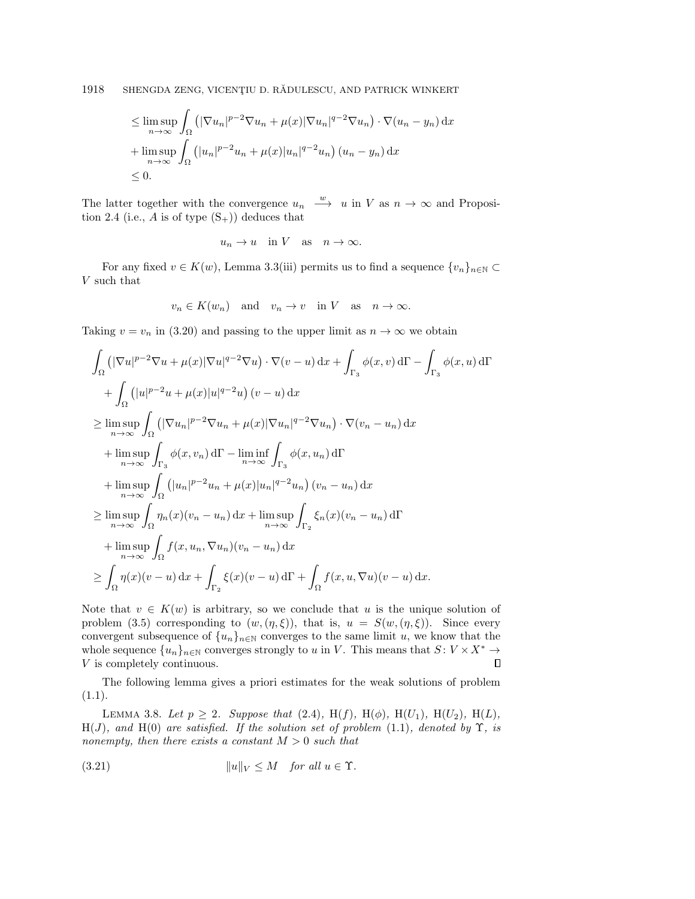$$
\begin{aligned}
&\leq \limsup_{n\to\infty} \int_\Omega \left(|\nabla u_n|^{p-2}\nabla u_n + \mu(x)|\nabla u_n|^{q-2}\nabla u_n\right)\cdot \nabla(u_n - y_n)\,\mathrm{d}x \\
&+ \limsup_{n\to\infty} \int_\Omega \left(|u_n|^{p-2}u_n + \mu(x)|u_n|^{q-2}u_n\right)(u_n - y_n)\,\mathrm{d}x \\
&\leq 0.
\end{aligned}
$$

The latter together with the convergence $u_n \xrightarrow{w} u$ in $V$ as $n \to \infty$ and Proposition 2.4 (i.e., $A$ is of type $(\mathrm{S}_+)$) deduces that

$$
u_n \to u \quad \text{in } V \quad \text{as} \quad n \to \infty.
$$

For any fixed $v \in K(w)$, Lemma 3.3(iii) permits us to find a sequence $\{v_n\}_{n\in\mathbb{N}} \subset V$ such that

$$
v_n \in K(w_n) \quad \text{and} \quad v_n \to v \quad \text{in } V \quad \text{as} \quad n \to \infty.
$$

Taking $v = v_n$ in (3.20) and passing to the upper limit as $n \to \infty$ we obtain

$$
\begin{aligned}
&\int_\Omega \left(|\nabla u|^{p-2}\nabla u + \mu(x)|\nabla u|^{q-2}\nabla u\right)\cdot \nabla(v-u)\,\mathrm{d}x + \int_{\Gamma_3} \phi(x,v)\,\mathrm{d}\Gamma - \int_{\Gamma_3} \phi(x,u)\,\mathrm{d}\Gamma \\
&\quad + \int_\Omega \left(|u|^{p-2}u + \mu(x)|u|^{q-2}u\right)(v-u)\,\mathrm{d}x \\
&\geq \limsup_{n\to\infty} \int_\Omega \left(|\nabla u_n|^{p-2}\nabla u_n + \mu(x)|\nabla u_n|^{q-2}\nabla u_n\right)\cdot \nabla(v_n - u_n)\,\mathrm{d}x \\
&\quad + \limsup_{n\to\infty} \int_{\Gamma_3} \phi(x,v_n)\,\mathrm{d}\Gamma - \liminf_{n\to\infty} \int_{\Gamma_3} \phi(x,u_n)\,\mathrm{d}\Gamma \\
&\quad + \limsup_{n\to\infty} \int_\Omega \left(|u_n|^{p-2}u_n + \mu(x)|u_n|^{q-2}u_n\right)(v_n - u_n)\,\mathrm{d}x \\
&\geq \limsup_{n\to\infty} \int_\Omega \eta_n(x)(v_n - u_n)\,\mathrm{d}x + \limsup_{n\to\infty} \int_{\Gamma_2} \xi_n(x)(v_n - u_n)\,\mathrm{d}\Gamma \\
&\quad + \limsup_{n\to\infty} \int_\Omega f(x,u_n,\nabla u_n)(v_n - u_n)\,\mathrm{d}x \\
&\geq \int_\Omega \eta(x)(v-u)\,\mathrm{d}x + \int_{\Gamma_2} \xi(x)(v-u)\,\mathrm{d}\Gamma + \int_\Omega f(x,u,\nabla u)(v-u)\,\mathrm{d}x.
\end{aligned}
$$

Note that $v \in K(w)$ is arbitrary, so we conclude that $u$ is the unique solution of problem (3.5) corresponding to $(w,(\eta,\xi))$, that is, $u = S(w,(\eta,\xi))$. Since every convergent subsequence of $\{u_n\}_{n\in\mathbb{N}}$ converges to the same limit $u$, we know that the whole sequence $\{u_n\}_{n\in\mathbb{N}}$ converges strongly to $u$ in $V$. This means that $S\colon V \times X^* \to V$ is completely continuous. ∎

The following lemma gives a priori estimates for the weak solutions of problem (1.1).

Lemma 3.8. *Let $p \geq 2$. Suppose that (2.4), H$(f)$, H$(\phi)$, H$(U_1)$, H$(U_2)$, H$(L)$, H$(J)$, and H$(0)$ are satisfied. If the solution set of problem (1.1), denoted by $\Upsilon$, is nonempty, then there exists a constant $M > 0$ such that*

$$
\|u\|_V \leq M \quad \text{for all } u \in \Upsilon. \tag{3.21}
$$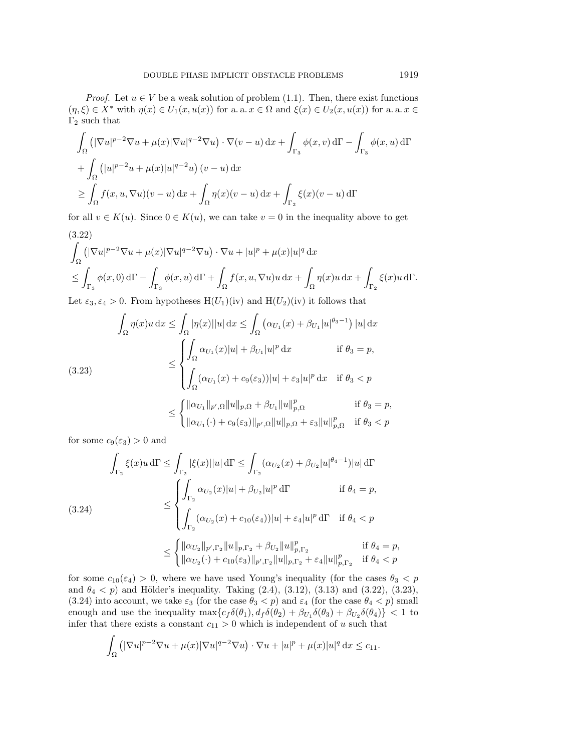*Proof.* Let $u \in V$ be a weak solution of problem (1.1). Then, there exist functions $(\eta, \xi) \in X^*$ with $\eta(x) \in U_1(x, u(x))$ for a. a. $x \in \Omega$ and $\xi(x) \in U_2(x, u(x))$ for a. a. $x \in \Gamma_2$ such that

$$
\begin{aligned}
&\int_\Omega \left(|\nabla u|^{p-2}\nabla u + \mu(x)|\nabla u|^{q-2}\nabla u\right)\cdot \nabla(v-u)\,\mathrm{d}x + \int_{\Gamma_3}\phi(x,v)\,\mathrm{d}\Gamma - \int_{\Gamma_3}\phi(x,u)\,\mathrm{d}\Gamma\\
&+ \int_\Omega \left(|u|^{p-2}u + \mu(x)|u|^{q-2}u\right)(v-u)\,\mathrm{d}x\\
&\geq \int_\Omega f(x,u,\nabla u)(v-u)\,\mathrm{d}x + \int_\Omega \eta(x)(v-u)\,\mathrm{d}x + \int_{\Gamma_2}\xi(x)(v-u)\,\mathrm{d}\Gamma
\end{aligned}
$$

for all $v \in K(u)$. Since $0 \in K(u)$, we can take $v = 0$ in the inequality above to get

$$
\begin{aligned}
&\int_\Omega \left(|\nabla u|^{p-2}\nabla u + \mu(x)|\nabla u|^{q-2}\nabla u\right)\cdot \nabla u + |u|^p + \mu(x)|u|^q\,\mathrm{d}x\\
&\leq \int_{\Gamma_3}\phi(x,0)\,\mathrm{d}\Gamma - \int_{\Gamma_3}\phi(x,u)\,\mathrm{d}\Gamma + \int_\Omega f(x,u,\nabla u)u\,\mathrm{d}x + \int_\Omega \eta(x)u\,\mathrm{d}x + \int_{\Gamma_2}\xi(x)u\,\mathrm{d}\Gamma.
\end{aligned}
\tag{3.22}
$$

Let $\varepsilon_3, \varepsilon_4 > 0$. From hypotheses H$(U_1)$(iv) and H$(U_2)$(iv) it follows that

$$
\begin{aligned}
\int_\Omega \eta(x)u\,\mathrm{d}x &\leq \int_\Omega |\eta(x)||u|\,\mathrm{d}x \leq \int_\Omega \left(\alpha_{U_1}(x) + \beta_{U_1}|u|^{\theta_3-1}\right)|u|\,\mathrm{d}x\\
&\leq \begin{cases} \displaystyle\int_\Omega \alpha_{U_1}(x)|u| + \beta_{U_1}|u|^p\,\mathrm{d}x & \text{if } \theta_3 = p,\\ \displaystyle\int_\Omega (\alpha_{U_1}(x) + c_9(\varepsilon_3))|u| + \varepsilon_3|u|^p\,\mathrm{d}x & \text{if } \theta_3 < p \end{cases}\\
&\leq \begin{cases} \|\alpha_{U_1}\|_{p',\Omega}\|u\|_{p,\Omega} + \beta_{U_1}\|u\|_{p,\Omega}^p & \text{if } \theta_3 = p,\\ \|\alpha_{U_1}(\cdot) + c_9(\varepsilon_3)\|_{p',\Omega}\|u\|_{p,\Omega} + \varepsilon_3\|u\|_{p,\Omega}^p & \text{if } \theta_3 < p \end{cases}
\end{aligned}
\tag{3.23}
$$

for some $c_9(\varepsilon_3) > 0$ and

$$
\begin{aligned}
\int_{\Gamma_2} \xi(x)u\,\mathrm{d}\Gamma &\leq \int_{\Gamma_2} |\xi(x)||u|\,\mathrm{d}\Gamma \leq \int_{\Gamma_2} (\alpha_{U_2}(x) + \beta_{U_2}|u|^{\theta_4-1})|u|\,\mathrm{d}\Gamma\\
&\leq \begin{cases} \displaystyle\int_{\Gamma_2} \alpha_{U_2}(x)|u| + \beta_{U_2}|u|^p\,\mathrm{d}\Gamma & \text{if } \theta_4 = p,\\ \displaystyle\int_{\Gamma_2} (\alpha_{U_2}(x) + c_{10}(\varepsilon_4))|u| + \varepsilon_4|u|^p\,\mathrm{d}\Gamma & \text{if } \theta_4 < p \end{cases}\\
&\leq \begin{cases} \|\alpha_{U_2}\|_{p',\Gamma_2}\|u\|_{p,\Gamma_2} + \beta_{U_2}\|u\|_{p,\Gamma_2}^p & \text{if } \theta_4 = p,\\ \|\alpha_{U_2}(\cdot) + c_{10}(\varepsilon_3)\|_{p',\Gamma_2}\|u\|_{p,\Gamma_2} + \varepsilon_4\|u\|_{p,\Gamma_2}^p & \text{if } \theta_4 < p \end{cases}
\end{aligned}
\tag{3.24}
$$

for some $c_{10}(\varepsilon_4) > 0$, where we have used Young's inequality (for the cases $\theta_3 < p$ and $\theta_4 < p$) and Hölder's inequality. Taking (2.4), (3.12), (3.13) and (3.22), (3.23), (3.24) into account, we take $\varepsilon_3$ (for the case $\theta_3 < p$) and $\varepsilon_4$ (for the case $\theta_4 < p$) small enough and use the inequality $\max\{c_f\delta(\theta_1), d_f\delta(\theta_2) + \beta_{U_1}\delta(\theta_3) + \beta_{U_2}\delta(\theta_4)\} < 1$ to infer that there exists a constant $c_{11} > 0$ which is independent of $u$ such that

$$
\int_\Omega \left(|\nabla u|^{p-2}\nabla u + \mu(x)|\nabla u|^{q-2}\nabla u\right)\cdot \nabla u + |u|^p + \mu(x)|u|^q\,\mathrm{d}x \leq c_{11}.
$$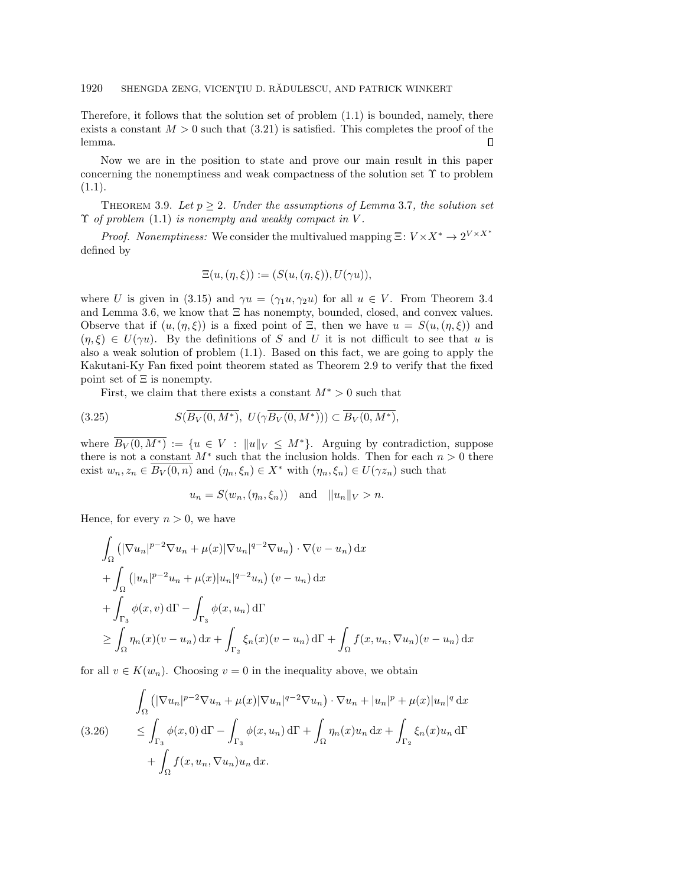Therefore, it follows that the solution set of problem (1.1) is bounded, namely, there exists a constant $M > 0$ such that (3.21) is satisfied. This completes the proof of the lemma. ∎

Now we are in the position to state and prove our main result in this paper concerning the nonemptiness and weak compactness of the solution set $\Upsilon$ to problem (1.1).

THEOREM 3.9. *Let $p \geq 2$. Under the assumptions of Lemma 3.7, the solution set $\Upsilon$ of problem (1.1) is nonempty and weakly compact in $V$.*

*Proof. Nonemptiness:* We consider the multivalued mapping $\Xi\colon V \times X^* \to 2^{V\times X^*}$ defined by

$$\Xi(u, (\eta, \xi)) := (S(u, (\eta, \xi)), U(\gamma u)),$$

where $U$ is given in (3.15) and $\gamma u = (\gamma_1 u, \gamma_2 u)$ for all $u \in V$. From Theorem 3.4 and Lemma 3.6, we know that $\Xi$ has nonempty, bounded, closed, and convex values. Observe that if $(u, (\eta, \xi))$ is a fixed point of $\Xi$, then we have $u = S(u, (\eta, \xi))$ and $(\eta, \xi) \in U(\gamma u)$. By the definitions of $S$ and $U$ it is not difficult to see that $u$ is also a weak solution of problem (1.1). Based on this fact, we are going to apply the Kakutani-Ky Fan fixed point theorem stated as Theorem 2.9 to verify that the fixed point set of $\Xi$ is nonempty.

First, we claim that there exists a constant $M^* > 0$ such that

$$S(\overline{B_V(0, M^*)},\ U(\gamma\overline{B_V(0, M^*)})) \subset \overline{B_V(0, M^*)}, \tag{3.25}$$

where $\overline{B_V(0, M^*)} := \{u \in V : \|u\|_V \leq M^*\}$. Arguing by contradiction, suppose there is not a constant $M^*$ such that the inclusion holds. Then for each $n > 0$ there exist $w_n, z_n \in \overline{B_V(0, n)}$ and $(\eta_n, \xi_n) \in X^*$ with $(\eta_n, \xi_n) \in U(\gamma z_n)$ such that

$$u_n = S(w_n, (\eta_n, \xi_n)) \quad \text{and} \quad \|u_n\|_V > n.$$

Hence, for every $n > 0$, we have

$$\begin{aligned}
&\int_\Omega \left(|\nabla u_n|^{p-2}\nabla u_n + \mu(x)|\nabla u_n|^{q-2}\nabla u_n\right) \cdot \nabla(v - u_n)\,\mathrm{d}x \\
&+ \int_\Omega \left(|u_n|^{p-2}u_n + \mu(x)|u_n|^{q-2}u_n\right)(v - u_n)\,\mathrm{d}x \\
&+ \int_{\Gamma_3} \phi(x, v)\,\mathrm{d}\Gamma - \int_{\Gamma_3} \phi(x, u_n)\,\mathrm{d}\Gamma \\
&\geq \int_\Omega \eta_n(x)(v - u_n)\,\mathrm{d}x + \int_{\Gamma_2} \xi_n(x)(v - u_n)\,\mathrm{d}\Gamma + \int_\Omega f(x, u_n, \nabla u_n)(v - u_n)\,\mathrm{d}x
\end{aligned}$$

for all $v \in K(w_n)$. Choosing $v = 0$ in the inequality above, we obtain

$$\begin{aligned}
&\int_\Omega \left(|\nabla u_n|^{p-2}\nabla u_n + \mu(x)|\nabla u_n|^{q-2}\nabla u_n\right) \cdot \nabla u_n + |u_n|^p + \mu(x)|u_n|^q\,\mathrm{d}x \\
&\leq \int_{\Gamma_3} \phi(x, 0)\,\mathrm{d}\Gamma - \int_{\Gamma_3} \phi(x, u_n)\,\mathrm{d}\Gamma + \int_\Omega \eta_n(x)u_n\,\mathrm{d}x + \int_{\Gamma_2} \xi_n(x)u_n\,\mathrm{d}\Gamma \\
&\quad + \int_\Omega f(x, u_n, \nabla u_n)u_n\,\mathrm{d}x.
\end{aligned} \tag{3.26}$$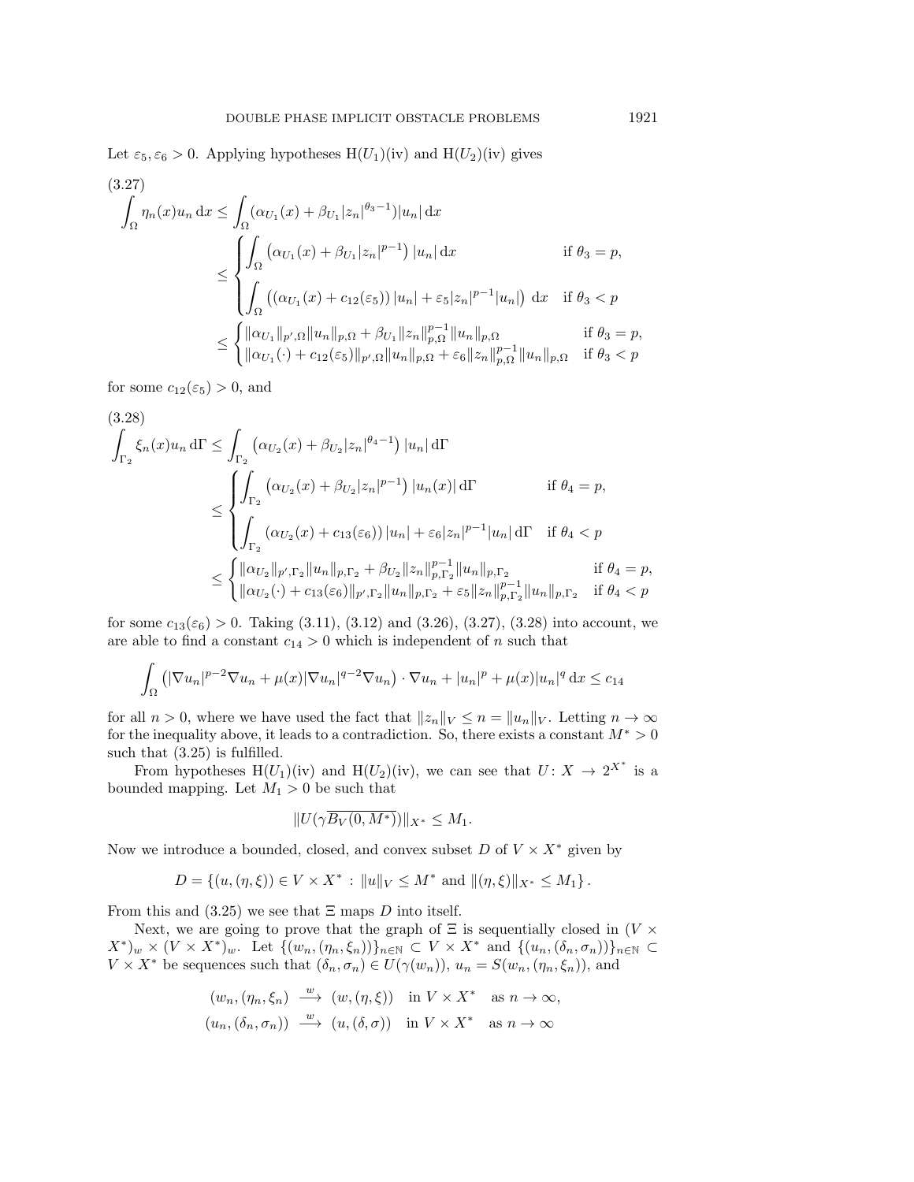Let $\varepsilon_5, \varepsilon_6 > 0$. Applying hypotheses H($U_1$)(iv) and H($U_2$)(iv) gives

(3.27)

$$
\begin{aligned}
\int_\Omega \eta_n(x) u_n \, \mathrm{d}x &\le \int_\Omega (\alpha_{U_1}(x) + \beta_{U_1}|z_n|^{\theta_3 - 1})|u_n| \, \mathrm{d}x \\
&\le \begin{cases} \displaystyle\int_\Omega \left(\alpha_{U_1}(x) + \beta_{U_1}|z_n|^{p-1}\right)|u_n| \, \mathrm{d}x & \text{if } \theta_3 = p, \\ \displaystyle\int_\Omega \left((\alpha_{U_1}(x) + c_{12}(\varepsilon_5))|u_n| + \varepsilon_5 |z_n|^{p-1}|u_n|\right) \, \mathrm{d}x & \text{if } \theta_3 < p \end{cases} \\
&\le \begin{cases} \|\alpha_{U_1}\|_{p',\Omega}\|u_n\|_{p,\Omega} + \beta_{U_1}\|z_n\|_{p,\Omega}^{p-1}\|u_n\|_{p,\Omega} & \text{if } \theta_3 = p, \\ \|\alpha_{U_1}(\cdot) + c_{12}(\varepsilon_5)\|_{p',\Omega}\|u_n\|_{p,\Omega} + \varepsilon_6 \|z_n\|_{p,\Omega}^{p-1}\|u_n\|_{p,\Omega} & \text{if } \theta_3 < p \end{cases}
\end{aligned}
$$

for some $c_{12}(\varepsilon_5) > 0$, and

(3.28)

$$
\begin{aligned}
\int_{\Gamma_2} \xi_n(x) u_n \, \mathrm{d}\Gamma &\le \int_{\Gamma_2} \left(\alpha_{U_2}(x) + \beta_{U_2}|z_n|^{\theta_4 - 1}\right)|u_n| \, \mathrm{d}\Gamma \\
&\le \begin{cases} \displaystyle\int_{\Gamma_2} \left(\alpha_{U_2}(x) + \beta_{U_2}|z_n|^{p-1}\right)|u_n(x)| \, \mathrm{d}\Gamma & \text{if } \theta_4 = p, \\ \displaystyle\int_{\Gamma_2} (\alpha_{U_2}(x) + c_{13}(\varepsilon_6))|u_n| + \varepsilon_6 |z_n|^{p-1}|u_n| \, \mathrm{d}\Gamma & \text{if } \theta_4 < p \end{cases} \\
&\le \begin{cases} \|\alpha_{U_2}\|_{p',\Gamma_2}\|u_n\|_{p,\Gamma_2} + \beta_{U_2}\|z_n\|_{p,\Gamma_2}^{p-1}\|u_n\|_{p,\Gamma_2} & \text{if } \theta_4 = p, \\ \|\alpha_{U_2}(\cdot) + c_{13}(\varepsilon_6)\|_{p',\Gamma_2}\|u_n\|_{p,\Gamma_2} + \varepsilon_5 \|z_n\|_{p,\Gamma_2}^{p-1}\|u_n\|_{p,\Gamma_2} & \text{if } \theta_4 < p \end{cases}
\end{aligned}
$$

for some $c_{13}(\varepsilon_6) > 0$. Taking (3.11), (3.12) and (3.26), (3.27), (3.28) into account, we are able to find a constant $c_{14} > 0$ which is independent of $n$ such that

$$
\int_\Omega \left(|\nabla u_n|^{p-2}\nabla u_n + \mu(x)|\nabla u_n|^{q-2}\nabla u_n\right) \cdot \nabla u_n + |u_n|^p + \mu(x)|u_n|^q \, \mathrm{d}x \le c_{14}
$$

for all $n > 0$, where we have used the fact that $\|z_n\|_V \le n = \|u_n\|_V$. Letting $n \to \infty$ for the inequality above, it leads to a contradiction. So, there exists a constant $M^* > 0$ such that (3.25) is fulfilled.

From hypotheses H($U_1$)(iv) and H($U_2$)(iv), we can see that $U \colon X \to 2^{X^*}$ is a bounded mapping. Let $M_1 > 0$ be such that

$$
\|U(\gamma \overline{B_V(0, M^*)})\|_{X^*} \le M_1.
$$

Now we introduce a bounded, closed, and convex subset $D$ of $V \times X^*$ given by

$$
D = \{(u, (\eta, \xi)) \in V \times X^* : \|u\|_V \le M^* \text{ and } \|(\eta, \xi)\|_{X^*} \le M_1\}.
$$

From this and (3.25) we see that $\Xi$ maps $D$ into itself.

Next, we are going to prove that the graph of $\Xi$ is sequentially closed in $(V \times X^*)_w \times (V \times X^*)_w$. Let $\{(w_n, (\eta_n, \xi_n))\}_{n\in\mathbb{N}} \subset V \times X^*$ and $\{(u_n, (\delta_n, \sigma_n))\}_{n\in\mathbb{N}} \subset V \times X^*$ be sequences such that $(\delta_n, \sigma_n) \in U(\gamma(w_n))$, $u_n = S(w_n, (\eta_n, \xi_n))$, and

$$
\begin{aligned}
(w_n, (\eta_n, \xi_n) &\xrightarrow{\ w\ } (w, (\eta, \xi)) \quad \text{in } V \times X^* \quad \text{as } n \to \infty, \\
(u_n, (\delta_n, \sigma_n)) &\xrightarrow{\ w\ } (u, (\delta, \sigma)) \quad \text{in } V \times X^* \quad \text{as } n \to \infty
\end{aligned}
$$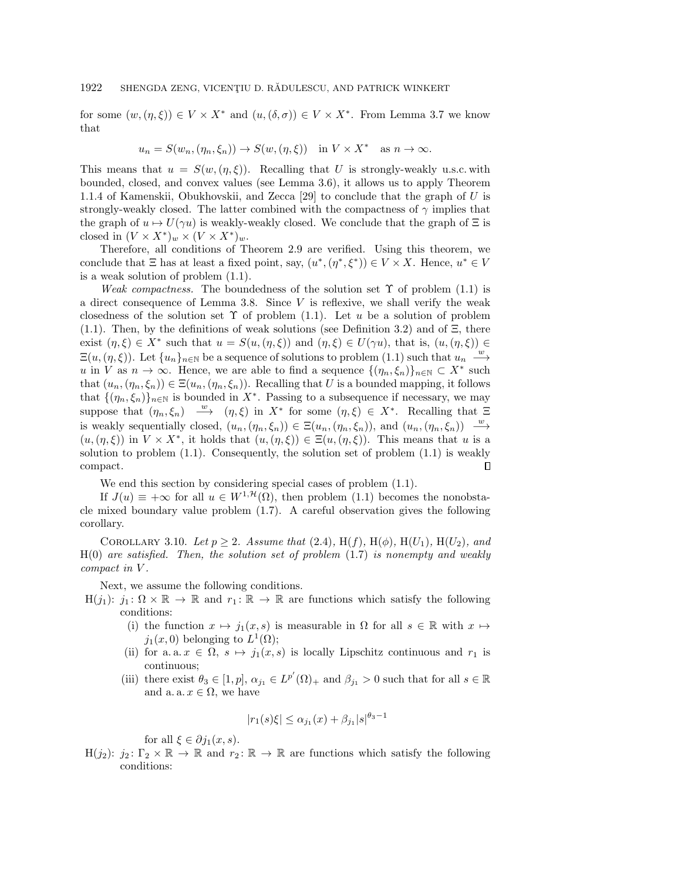for some $(w,(\eta,\xi)) \in V \times X^*$ and $(u,(\delta,\sigma)) \in V \times X^*$. From Lemma 3.7 we know that

$$u_n = S(w_n,(\eta_n,\xi_n)) \to S(w,(\eta,\xi)) \quad \text{in } V \times X^* \quad \text{as } n \to \infty.$$

This means that $u = S(w,(\eta,\xi))$. Recalling that $U$ is strongly-weakly u.s.c. with bounded, closed, and convex values (see Lemma 3.6), it allows us to apply Theorem 1.1.4 of Kamenskii, Obukhovskii, and Zecca [29] to conclude that the graph of $U$ is strongly-weakly closed. The latter combined with the compactness of $\gamma$ implies that the graph of $u \mapsto U(\gamma u)$ is weakly-weakly closed. We conclude that the graph of $\Xi$ is closed in $(V \times X^*)_w \times (V \times X^*)_w$.

Therefore, all conditions of Theorem 2.9 are verified. Using this theorem, we conclude that $\Xi$ has at least a fixed point, say, $(u^*,(\eta^*,\xi^*)) \in V \times X$. Hence, $u^* \in V$ is a weak solution of problem (1.1).

*Weak compactness.* The boundedness of the solution set $\Upsilon$ of problem (1.1) is a direct consequence of Lemma 3.8. Since $V$ is reflexive, we shall verify the weak closedness of the solution set $\Upsilon$ of problem (1.1). Let $u$ be a solution of problem (1.1). Then, by the definitions of weak solutions (see Definition 3.2) and of $\Xi$, there exist $(\eta,\xi) \in X^*$ such that $u = S(u,(\eta,\xi))$ and $(\eta,\xi) \in U(\gamma u)$, that is, $(u,(\eta,\xi)) \in \Xi(u,(\eta,\xi))$. Let $\{u_n\}_{n\in\mathbb{N}}$ be a sequence of solutions to problem (1.1) such that $u_n \xrightarrow{w} u$ in $V$ as $n \to \infty$. Hence, we are able to find a sequence $\{(\eta_n,\xi_n)\}_{n\in\mathbb{N}} \subset X^*$ such that $(u_n,(\eta_n,\xi_n)) \in \Xi(u_n,(\eta_n,\xi_n))$. Recalling that $U$ is a bounded mapping, it follows that $\{(\eta_n,\xi_n)\}_{n\in\mathbb{N}}$ is bounded in $X^*$. Passing to a subsequence if necessary, we may suppose that $(\eta_n,\xi_n) \xrightarrow{w} (\eta,\xi)$ in $X^*$ for some $(\eta,\xi) \in X^*$. Recalling that $\Xi$ is weakly sequentially closed, $(u_n,(\eta_n,\xi_n)) \in \Xi(u_n,(\eta_n,\xi_n))$, and $(u_n,(\eta_n,\xi_n)) \xrightarrow{w} (u,(\eta,\xi))$ in $V \times X^*$, it holds that $(u,(\eta,\xi)) \in \Xi(u,(\eta,\xi))$. This means that $u$ is a solution to problem (1.1). Consequently, the solution set of problem (1.1) is weakly compact. ∎

We end this section by considering special cases of problem (1.1).

If $J(u) \equiv +\infty$ for all $u \in W^{1,\mathcal{H}}(\Omega)$, then problem (1.1) becomes the nonobstacle mixed boundary value problem (1.7). A careful observation gives the following corollary.

COROLLARY 3.10. *Let $p \geq 2$. Assume that (2.4), H($f$), H($\phi$), H($U_1$), H($U_2$), and H(0) are satisfied. Then, the solution set of problem (1.7) is nonempty and weakly compact in $V$.*

Next, we assume the following conditions.

H($j_1$): $j_1 \colon \Omega \times \mathbb{R} \to \mathbb{R}$ and $r_1 \colon \mathbb{R} \to \mathbb{R}$ are functions which satisfy the following conditions:

- (i) the function $x \mapsto j_1(x,s)$ is measurable in $\Omega$ for all $s \in \mathbb{R}$ with $x \mapsto j_1(x,0)$ belonging to $L^1(\Omega)$;
- (ii) for a. a. $x \in \Omega$, $s \mapsto j_1(x,s)$ is locally Lipschitz continuous and $r_1$ is continuous;
- (iii) there exist $\theta_3 \in [1,p]$, $\alpha_{j_1} \in L^{p'}(\Omega)_+$ and $\beta_{j_1} > 0$ such that for all $s \in \mathbb{R}$ and a. a. $x \in \Omega$, we have

$$|r_1(s)\xi| \leq \alpha_{j_1}(x) + \beta_{j_1}|s|^{\theta_3-1}$$

for all $\xi \in \partial j_1(x,s)$.

H($j_2$): $j_2 \colon \Gamma_2 \times \mathbb{R} \to \mathbb{R}$ and $r_2 \colon \mathbb{R} \to \mathbb{R}$ are functions which satisfy the following conditions: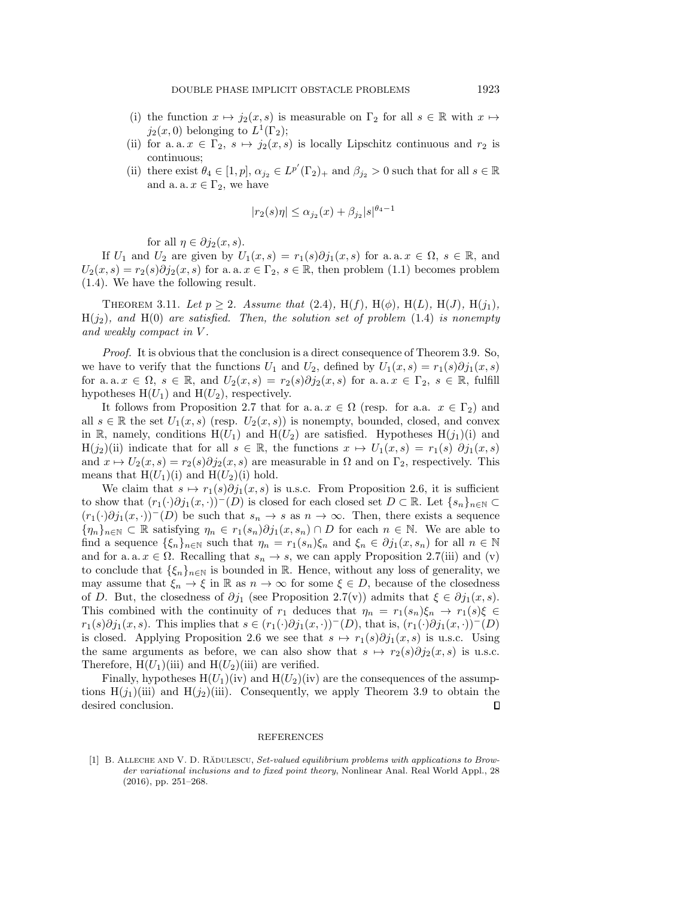(i) the function $x \mapsto j_2(x, s)$ is measurable on $\Gamma_2$ for all $s \in \mathbb{R}$ with $x \mapsto j_2(x, 0)$ belonging to $L^1(\Gamma_2)$;

(ii) for a. a. $x \in \Gamma_2$, $s \mapsto j_2(x, s)$ is locally Lipschitz continuous and $r_2$ is continuous;

(ii) there exist $\theta_4 \in [1, p]$, $\alpha_{j_2} \in L^{p'}(\Gamma_2)_+$ and $\beta_{j_2} > 0$ such that for all $s \in \mathbb{R}$ and a. a. $x \in \Gamma_2$, we have

$$|r_2(s)\eta| \leq \alpha_{j_2}(x) + \beta_{j_2}|s|^{\theta_4 - 1}$$

for all $\eta \in \partial j_2(x, s)$.

If $U_1$ and $U_2$ are given by $U_1(x, s) = r_1(s)\partial j_1(x, s)$ for a. a. $x \in \Omega$, $s \in \mathbb{R}$, and $U_2(x, s) = r_2(s)\partial j_2(x, s)$ for a. a. $x \in \Gamma_2$, $s \in \mathbb{R}$, then problem (1.1) becomes problem (1.4). We have the following result.

THEOREM 3.11. *Let $p \geq 2$. Assume that* (2.4), H($f$), H($\phi$), H($L$), H($J$), H($j_1$), H($j_2$)*, and* H(0) *are satisfied. Then, the solution set of problem* (1.4) *is nonempty and weakly compact in $V$.*

*Proof.* It is obvious that the conclusion is a direct consequence of Theorem 3.9. So, we have to verify that the functions $U_1$ and $U_2$, defined by $U_1(x, s) = r_1(s)\partial j_1(x, s)$ for a. a. $x \in \Omega$, $s \in \mathbb{R}$, and $U_2(x, s) = r_2(s)\partial j_2(x, s)$ for a. a. $x \in \Gamma_2$, $s \in \mathbb{R}$, fulfill hypotheses H($U_1$) and H($U_2$), respectively.

It follows from Proposition 2.7 that for a. a. $x \in \Omega$ (resp. for a.a. $x \in \Gamma_2$) and all $s \in \mathbb{R}$ the set $U_1(x, s)$ (resp. $U_2(x, s)$) is nonempty, bounded, closed, and convex in $\mathbb{R}$, namely, conditions H($U_1$) and H($U_2$) are satisfied. Hypotheses H($j_1$)(i) and H($j_2$)(ii) indicate that for all $s \in \mathbb{R}$, the functions $x \mapsto U_1(x, s) = r_1(s)\ \partial j_1(x, s)$ and $x \mapsto U_2(x, s) = r_2(s)\partial j_2(x, s)$ are measurable in $\Omega$ and on $\Gamma_2$, respectively. This means that H($U_1$)(i) and H($U_2$)(i) hold.

We claim that $s \mapsto r_1(s)\partial j_1(x, s)$ is u.s.c. From Proposition 2.6, it is sufficient to show that $(r_1(\cdot)\partial j_1(x, \cdot))^-(D)$ is closed for each closed set $D \subset \mathbb{R}$. Let $\{s_n\}_{n\in\mathbb{N}} \subset (r_1(\cdot)\partial j_1(x, \cdot))^-(D)$ be such that $s_n \to s$ as $n \to \infty$. Then, there exists a sequence $\{\eta_n\}_{n\in\mathbb{N}} \subset \mathbb{R}$ satisfying $\eta_n \in r_1(s_n)\partial j_1(x, s_n) \cap D$ for each $n \in \mathbb{N}$. We are able to find a sequence $\{\xi_n\}_{n\in\mathbb{N}}$ such that $\eta_n = r_1(s_n)\xi_n$ and $\xi_n \in \partial j_1(x, s_n)$ for all $n \in \mathbb{N}$ and for a. a. $x \in \Omega$. Recalling that $s_n \to s$, we can apply Proposition 2.7(iii) and (v) to conclude that $\{\xi_n\}_{n\in\mathbb{N}}$ is bounded in $\mathbb{R}$. Hence, without any loss of generality, we may assume that $\xi_n \to \xi$ in $\mathbb{R}$ as $n \to \infty$ for some $\xi \in D$, because of the closedness of $D$. But, the closedness of $\partial j_1$ (see Proposition 2.7(v)) admits that $\xi \in \partial j_1(x, s)$. This combined with the continuity of $r_1$ deduces that $\eta_n = r_1(s_n)\xi_n \to r_1(s)\xi \in r_1(s)\partial j_1(x, s)$. This implies that $s \in (r_1(\cdot)\partial j_1(x, \cdot))^-(D)$, that is, $(r_1(\cdot)\partial j_1(x, \cdot))^-(D)$ is closed. Applying Proposition 2.6 we see that $s \mapsto r_1(s)\partial j_1(x, s)$ is u.s.c. Using the same arguments as before, we can also show that $s \mapsto r_2(s)\partial j_2(x, s)$ is u.s.c. Therefore, H($U_1$)(iii) and H($U_2$)(iii) are verified.

Finally, hypotheses H($U_1$)(iv) and H($U_2$)(iv) are the consequences of the assumptions H($j_1$)(iii) and H($j_2$)(iii). Consequently, we apply Theorem 3.9 to obtain the desired conclusion. ∎

## REFERENCES

[1] B. Alleche and V. D. Rădulescu, *Set-valued equilibrium problems with applications to Browder variational inclusions and to fixed point theory*, Nonlinear Anal. Real World Appl., 28 (2016), pp. 251–268.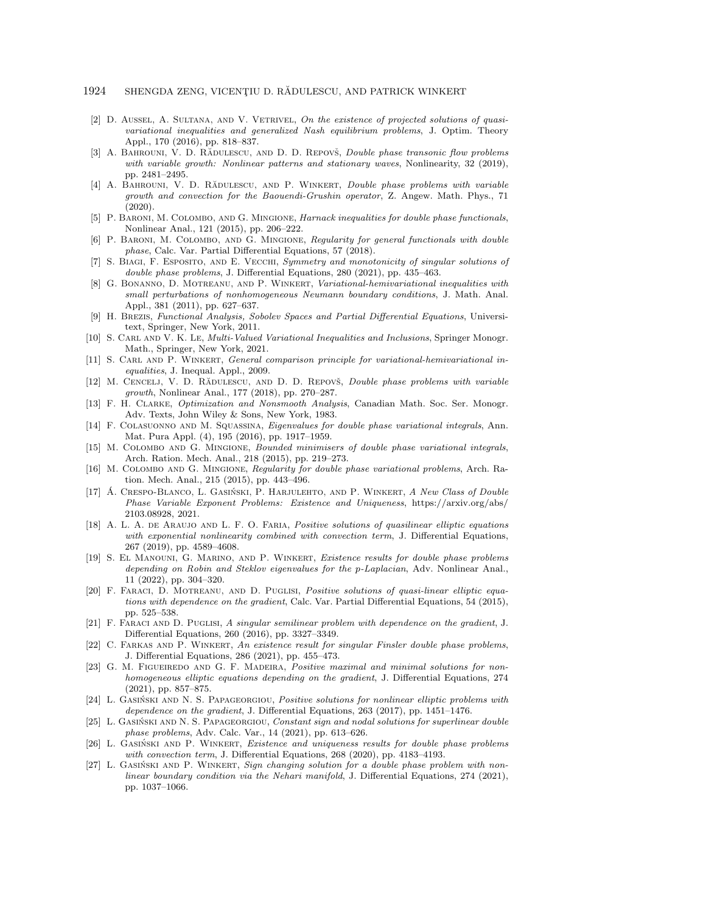[2] D. Aussel, A. Sultana, and V. Vetrivel, *On the existence of projected solutions of quasi-variational inequalities and generalized Nash equilibrium problems*, J. Optim. Theory Appl., 170 (2016), pp. 818–837.

[3] A. Bahrouni, V. D. Rădulescu, and D. D. Repovš, *Double phase transonic flow problems with variable growth: Nonlinear patterns and stationary waves*, Nonlinearity, 32 (2019), pp. 2481–2495.

[4] A. Bahrouni, V. D. Rădulescu, and P. Winkert, *Double phase problems with variable growth and convection for the Baouendi-Grushin operator*, Z. Angew. Math. Phys., 71 (2020).

[5] P. Baroni, M. Colombo, and G. Mingione, *Harnack inequalities for double phase functionals*, Nonlinear Anal., 121 (2015), pp. 206–222.

[6] P. Baroni, M. Colombo, and G. Mingione, *Regularity for general functionals with double phase*, Calc. Var. Partial Differential Equations, 57 (2018).

[7] S. Biagi, F. Esposito, and E. Vecchi, *Symmetry and monotonicity of singular solutions of double phase problems*, J. Differential Equations, 280 (2021), pp. 435–463.

[8] G. Bonanno, D. Motreanu, and P. Winkert, *Variational-hemivariational inequalities with small perturbations of nonhomogeneous Neumann boundary conditions*, J. Math. Anal. Appl., 381 (2011), pp. 627–637.

[9] H. Brezis, *Functional Analysis, Sobolev Spaces and Partial Differential Equations*, Universitext, Springer, New York, 2011.

[10] S. Carl and V. K. Le, *Multi-Valued Variational Inequalities and Inclusions*, Springer Monogr. Math., Springer, New York, 2021.

[11] S. Carl and P. Winkert, *General comparison principle for variational-hemivariational inequalities*, J. Inequal. Appl., 2009.

[12] M. Cencelj, V. D. Rădulescu, and D. D. Repovš, *Double phase problems with variable growth*, Nonlinear Anal., 177 (2018), pp. 270–287.

[13] F. H. Clarke, *Optimization and Nonsmooth Analysis*, Canadian Math. Soc. Ser. Monogr. Adv. Texts, John Wiley & Sons, New York, 1983.

[14] F. Colasuonno and M. Squassina, *Eigenvalues for double phase variational integrals*, Ann. Mat. Pura Appl. (4), 195 (2016), pp. 1917–1959.

[15] M. Colombo and G. Mingione, *Bounded minimisers of double phase variational integrals*, Arch. Ration. Mech. Anal., 218 (2015), pp. 219–273.

[16] M. Colombo and G. Mingione, *Regularity for double phase variational problems*, Arch. Ration. Mech. Anal., 215 (2015), pp. 443–496.

[17] Á. Crespo-Blanco, L. Gasiński, P. Harjulehto, and P. Winkert, *A New Class of Double Phase Variable Exponent Problems: Existence and Uniqueness*, https://arxiv.org/abs/2103.08928, 2021.

[18] A. L. A. de Araujo and L. F. O. Faria, *Positive solutions of quasilinear elliptic equations with exponential nonlinearity combined with convection term*, J. Differential Equations, 267 (2019), pp. 4589–4608.

[19] S. El Manouni, G. Marino, and P. Winkert, *Existence results for double phase problems depending on Robin and Steklov eigenvalues for the p-Laplacian*, Adv. Nonlinear Anal., 11 (2022), pp. 304–320.

[20] F. Faraci, D. Motreanu, and D. Puglisi, *Positive solutions of quasi-linear elliptic equations with dependence on the gradient*, Calc. Var. Partial Differential Equations, 54 (2015), pp. 525–538.

[21] F. Faraci and D. Puglisi, *A singular semilinear problem with dependence on the gradient*, J. Differential Equations, 260 (2016), pp. 3327–3349.

[22] C. Farkas and P. Winkert, *An existence result for singular Finsler double phase problems*, J. Differential Equations, 286 (2021), pp. 455–473.

[23] G. M. Figueiredo and G. F. Madeira, *Positive maximal and minimal solutions for nonhomogeneous elliptic equations depending on the gradient*, J. Differential Equations, 274 (2021), pp. 857–875.

[24] L. Gasiński and N. S. Papageorgiou, *Positive solutions for nonlinear elliptic problems with dependence on the gradient*, J. Differential Equations, 263 (2017), pp. 1451–1476.

[25] L. Gasiński and N. S. Papageorgiou, *Constant sign and nodal solutions for superlinear double phase problems*, Adv. Calc. Var., 14 (2021), pp. 613–626.

[26] L. Gasiński and P. Winkert, *Existence and uniqueness results for double phase problems with convection term*, J. Differential Equations, 268 (2020), pp. 4183–4193.

[27] L. Gasiński and P. Winkert, *Sign changing solution for a double phase problem with nonlinear boundary condition via the Nehari manifold*, J. Differential Equations, 274 (2021), pp. 1037–1066.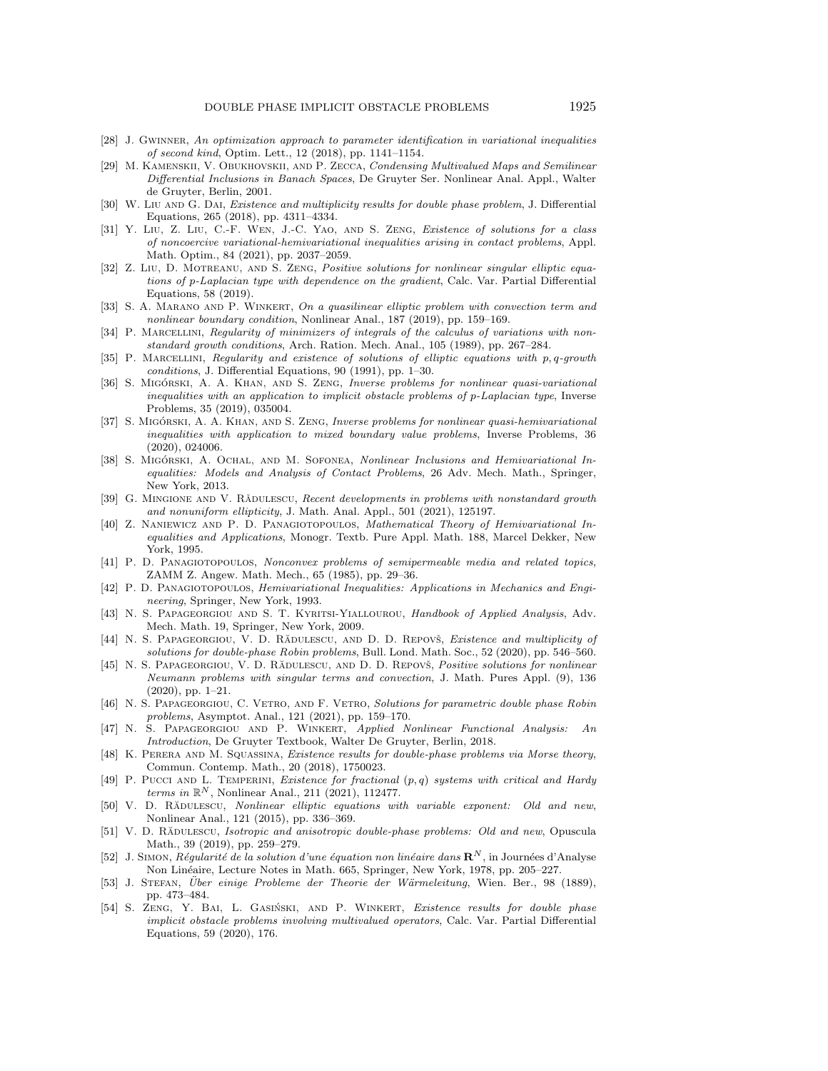[28] J. Gwinner, *An optimization approach to parameter identification in variational inequalities of second kind*, Optim. Lett., 12 (2018), pp. 1141–1154.

[29] M. Kamenskii, V. Obukhovskii, and P. Zecca, *Condensing Multivalued Maps and Semilinear Differential Inclusions in Banach Spaces*, De Gruyter Ser. Nonlinear Anal. Appl., Walter de Gruyter, Berlin, 2001.

[30] W. Liu and G. Dai, *Existence and multiplicity results for double phase problem*, J. Differential Equations, 265 (2018), pp. 4311–4334.

[31] Y. Liu, Z. Liu, C.-F. Wen, J.-C. Yao, and S. Zeng, *Existence of solutions for a class of noncoercive variational-hemivariational inequalities arising in contact problems*, Appl. Math. Optim., 84 (2021), pp. 2037–2059.

[32] Z. Liu, D. Motreanu, and S. Zeng, *Positive solutions for nonlinear singular elliptic equations of p-Laplacian type with dependence on the gradient*, Calc. Var. Partial Differential Equations, 58 (2019).

[33] S. A. Marano and P. Winkert, *On a quasilinear elliptic problem with convection term and nonlinear boundary condition*, Nonlinear Anal., 187 (2019), pp. 159–169.

[34] P. Marcellini, *Regularity of minimizers of integrals of the calculus of variations with nonstandard growth conditions*, Arch. Ration. Mech. Anal., 105 (1989), pp. 267–284.

[35] P. Marcellini, *Regularity and existence of solutions of elliptic equations with p, q-growth conditions*, J. Differential Equations, 90 (1991), pp. 1–30.

[36] S. Migórski, A. A. Khan, and S. Zeng, *Inverse problems for nonlinear quasi-variational inequalities with an application to implicit obstacle problems of p-Laplacian type*, Inverse Problems, 35 (2019), 035004.

[37] S. Migórski, A. A. Khan, and S. Zeng, *Inverse problems for nonlinear quasi-hemivariational inequalities with application to mixed boundary value problems*, Inverse Problems, 36 (2020), 024006.

[38] S. Migórski, A. Ochal, and M. Sofonea, *Nonlinear Inclusions and Hemivariational Inequalities: Models and Analysis of Contact Problems*, 26 Adv. Mech. Math., Springer, New York, 2013.

[39] G. Mingione and V. Rădulescu, *Recent developments in problems with nonstandard growth and nonuniform ellipticity*, J. Math. Anal. Appl., 501 (2021), 125197.

[40] Z. Naniewicz and P. D. Panagiotopoulos, *Mathematical Theory of Hemivariational Inequalities and Applications*, Monogr. Textb. Pure Appl. Math. 188, Marcel Dekker, New York, 1995.

[41] P. D. Panagiotopoulos, *Nonconvex problems of semipermeable media and related topics*, ZAMM Z. Angew. Math. Mech., 65 (1985), pp. 29–36.

[42] P. D. Panagiotopoulos, *Hemivariational Inequalities: Applications in Mechanics and Engineering*, Springer, New York, 1993.

[43] N. S. Papageorgiou and S. T. Kyritsi-Yiallourou, *Handbook of Applied Analysis*, Adv. Mech. Math. 19, Springer, New York, 2009.

[44] N. S. Papageorgiou, V. D. Rădulescu, and D. D. Repovš, *Existence and multiplicity of solutions for double-phase Robin problems*, Bull. Lond. Math. Soc., 52 (2020), pp. 546–560.

[45] N. S. Papageorgiou, V. D. Rădulescu, and D. D. Repovš, *Positive solutions for nonlinear Neumann problems with singular terms and convection*, J. Math. Pures Appl. (9), 136 (2020), pp. 1–21.

[46] N. S. Papageorgiou, C. Vetro, and F. Vetro, *Solutions for parametric double phase Robin problems*, Asymptot. Anal., 121 (2021), pp. 159–170.

[47] N. S. Papageorgiou and P. Winkert, *Applied Nonlinear Functional Analysis: An Introduction*, De Gruyter Textbook, Walter De Gruyter, Berlin, 2018.

[48] K. Perera and M. Squassina, *Existence results for double-phase problems via Morse theory*, Commun. Contemp. Math., 20 (2018), 1750023.

[49] P. Pucci and L. Temperini, *Existence for fractional $(p, q)$ systems with critical and Hardy terms in $\mathbb{R}^N$*, Nonlinear Anal., 211 (2021), 112477.

[50] V. D. Rădulescu, *Nonlinear elliptic equations with variable exponent: Old and new*, Nonlinear Anal., 121 (2015), pp. 336–369.

[51] V. D. Rădulescu, *Isotropic and anisotropic double-phase problems: Old and new*, Opuscula Math., 39 (2019), pp. 259–279.

[52] J. Simon, *Régularité de la solution d'une équation non linéaire dans $\mathbf{R}^N$*, in Journées d'Analyse Non Linéaire, Lecture Notes in Math. 665, Springer, New York, 1978, pp. 205–227.

[53] J. Stefan, *Über einige Probleme der Theorie der Wärmeleitung*, Wien. Ber., 98 (1889), pp. 473–484.

[54] S. Zeng, Y. Bai, L. Gasiński, and P. Winkert, *Existence results for double phase implicit obstacle problems involving multivalued operators*, Calc. Var. Partial Differential Equations, 59 (2020), 176.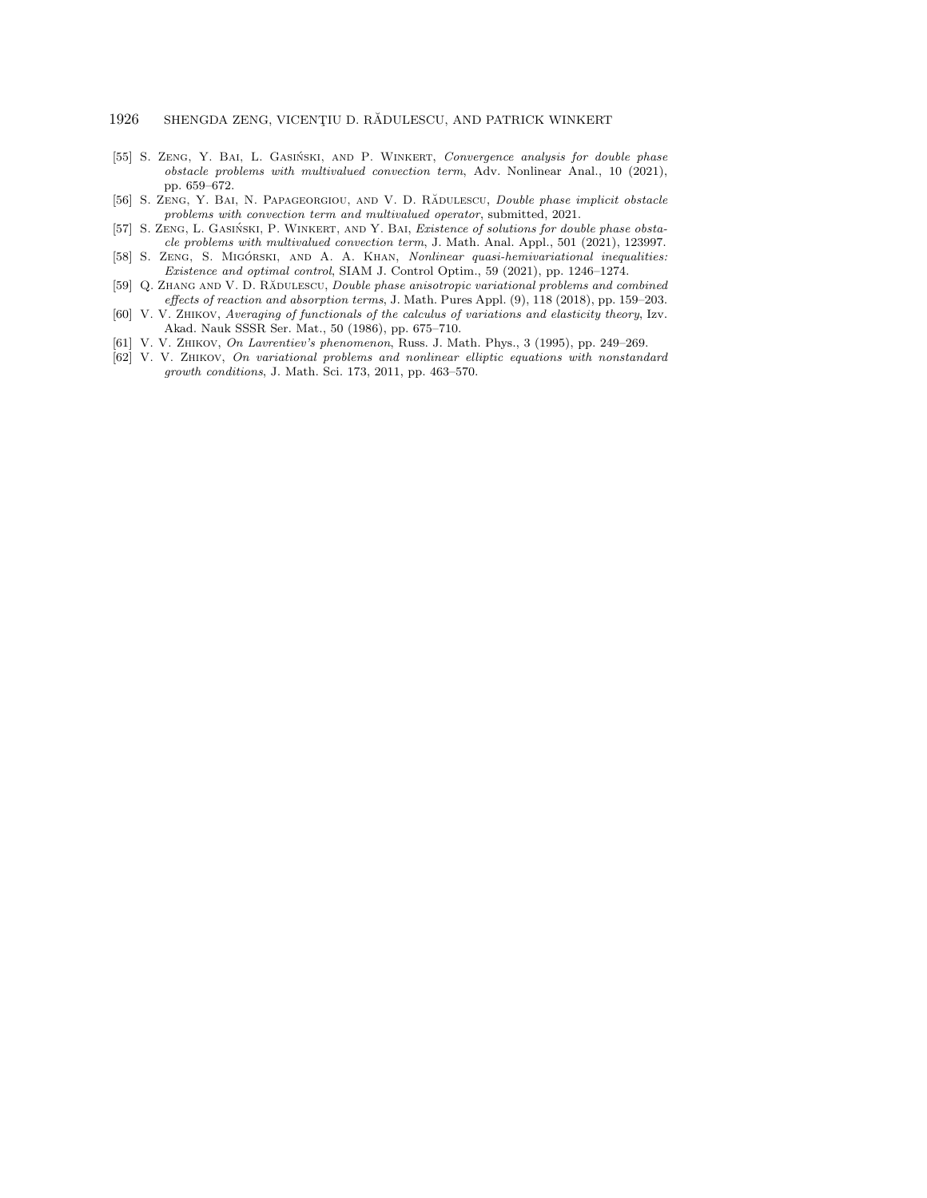[55] S. Zeng, Y. Bai, L. Gasiński, and P. Winkert, *Convergence analysis for double phase obstacle problems with multivalued convection term*, Adv. Nonlinear Anal., 10 (2021), pp. 659–672.

[56] S. Zeng, Y. Bai, N. Papageorgiou, and V. D. Rădulescu, *Double phase implicit obstacle problems with convection term and multivalued operator*, submitted, 2021.

[57] S. Zeng, L. Gasiński, P. Winkert, and Y. Bai, *Existence of solutions for double phase obstacle problems with multivalued convection term*, J. Math. Anal. Appl., 501 (2021), 123997.

[58] S. Zeng, S. Migórski, and A. A. Khan, *Nonlinear quasi-hemivariational inequalities: Existence and optimal control*, SIAM J. Control Optim., 59 (2021), pp. 1246–1274.

[59] Q. Zhang and V. D. Rădulescu, *Double phase anisotropic variational problems and combined effects of reaction and absorption terms*, J. Math. Pures Appl. (9), 118 (2018), pp. 159–203.

[60] V. V. Zhikov, *Averaging of functionals of the calculus of variations and elasticity theory*, Izv. Akad. Nauk SSSR Ser. Mat., 50 (1986), pp. 675–710.

[61] V. V. Zhikov, *On Lavrentiev's phenomenon*, Russ. J. Math. Phys., 3 (1995), pp. 249–269.

[62] V. V. Zhikov, *On variational problems and nonlinear elliptic equations with nonstandard growth conditions*, J. Math. Sci. 173, 2011, pp. 463–570.